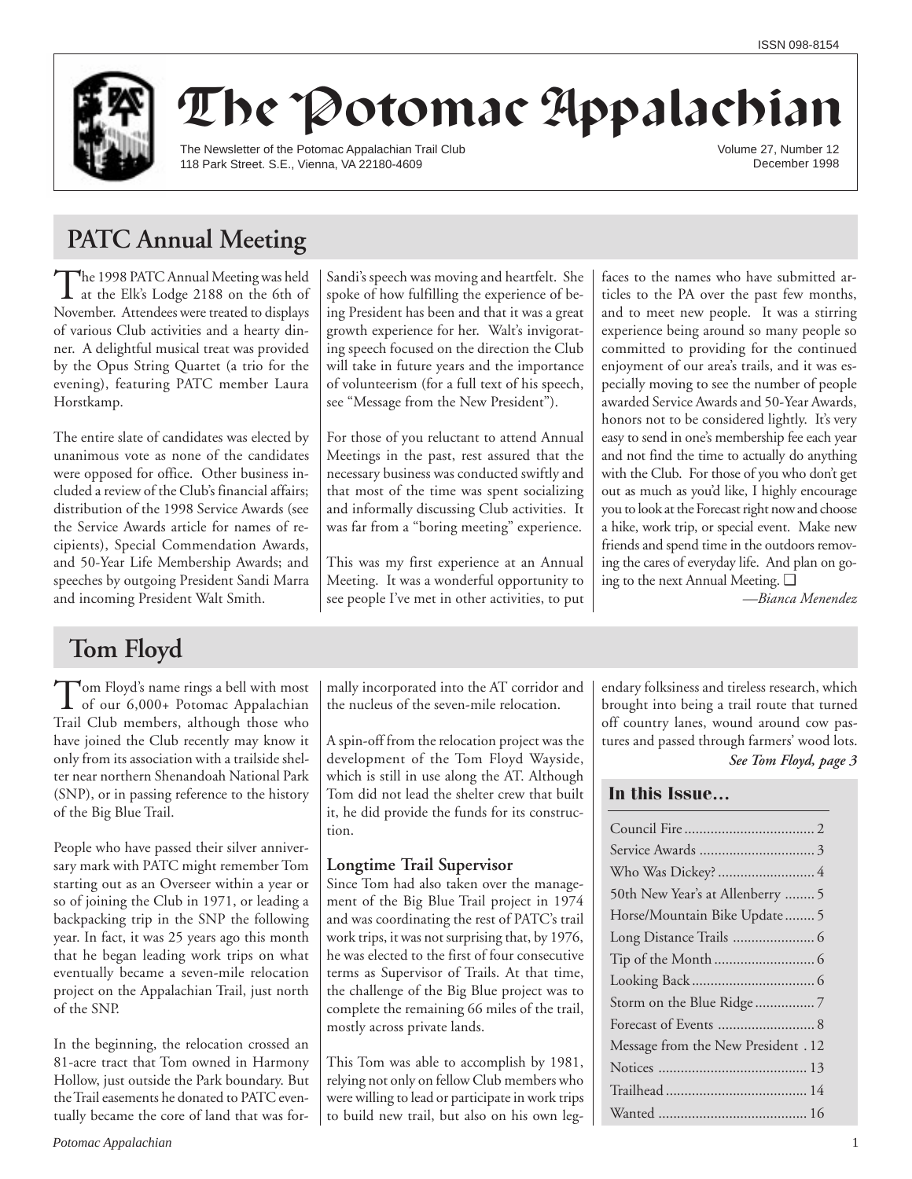ISSN 098-8154

# The Potomac Appalachian

The Newsletter of the Potomac Appalachian Trail Club
118 Park Street. S.E., Vienna, VA 22180-4609

Volume 27, Number 12
December 1998

## PATC Annual Meeting

The 1998 PATC Annual Meeting was held at the Elk's Lodge 2188 on the 6th of November. Attendees were treated to displays of various Club activities and a hearty dinner. A delightful musical treat was provided by the Opus String Quartet (a trio for the evening), featuring PATC member Laura Horstkamp.

The entire slate of candidates was elected by unanimous vote as none of the candidates were opposed for office. Other business included a review of the Club's financial affairs; distribution of the 1998 Service Awards (see the Service Awards article for names of recipients), Special Commendation Awards, and 50-Year Life Membership Awards; and speeches by outgoing President Sandi Marra and incoming President Walt Smith.

Sandi's speech was moving and heartfelt. She spoke of how fulfilling the experience of being President has been and that it was a great growth experience for her. Walt's invigorating speech focused on the direction the Club will take in future years and the importance of volunteerism (for a full text of his speech, see "Message from the New President").

For those of you reluctant to attend Annual Meetings in the past, rest assured that the necessary business was conducted swiftly and that most of the time was spent socializing and informally discussing Club activities. It was far from a "boring meeting" experience.

This was my first experience at an Annual Meeting. It was a wonderful opportunity to see people I've met in other activities, to put faces to the names who have submitted articles to the PA over the past few months, and to meet new people. It was a stirring experience being around so many people so committed to providing for the continued enjoyment of our area's trails, and it was especially moving to see the number of people awarded Service Awards and 50-Year Awards, honors not to be considered lightly. It's very easy to send in one's membership fee each year and not find the time to actually do anything with the Club. For those of you who don't get out as much as you'd like, I highly encourage you to look at the Forecast right now and choose a hike, work trip, or special event. Make new friends and spend time in the outdoors removing the cares of everyday life. And plan on going to the next Annual Meeting. ❑

*—Bianca Menendez*

## Tom Floyd

Tom Floyd's name rings a bell with most of our 6,000+ Potomac Appalachian Trail Club members, although those who have joined the Club recently may know it only from its association with a trailside shelter near northern Shenandoah National Park (SNP), or in passing reference to the history of the Big Blue Trail.

People who have passed their silver anniversary mark with PATC might remember Tom starting out as an Overseer within a year or so of joining the Club in 1971, or leading a backpacking trip in the SNP the following year. In fact, it was 25 years ago this month that he began leading work trips on what eventually became a seven-mile relocation project on the Appalachian Trail, just north of the SNP.

In the beginning, the relocation crossed an 81-acre tract that Tom owned in Harmony Hollow, just outside the Park boundary. But the Trail easements he donated to PATC eventually became the core of land that was formally incorporated into the AT corridor and the nucleus of the seven-mile relocation.

A spin-off from the relocation project was the development of the Tom Floyd Wayside, which is still in use along the AT. Although Tom did not lead the shelter crew that built it, he did provide the funds for its construction.

### Longtime Trail Supervisor

Since Tom had also taken over the management of the Big Blue Trail project in 1974 and was coordinating the rest of PATC's trail work trips, it was not surprising that, by 1976, he was elected to the first of four consecutive terms as Supervisor of Trails. At that time, the challenge of the Big Blue project was to complete the remaining 66 miles of the trail, mostly across private lands.

This Tom was able to accomplish by 1981, relying not only on fellow Club members who were willing to lead or participate in work trips to build new trail, but also on his own legendary folksiness and tireless research, which brought into being a trail route that turned off country lanes, wound around cow pastures and passed through farmers' wood lots.

***See Tom Floyd, page 3***

### In this Issue…

| | |
|---|---|
| Council Fire | 2 |
| Service Awards | 3 |
| Who Was Dickey? | 4 |
| 50th New Year's at Allenberry | 5 |
| Horse/Mountain Bike Update | 5 |
| Long Distance Trails | 6 |
| Tip of the Month | 6 |
| Looking Back | 6 |
| Storm on the Blue Ridge | 7 |
| Forecast of Events | 8 |
| Message from the New President | 12 |
| Notices | 13 |
| Trailhead | 14 |
| Wanted | 16 |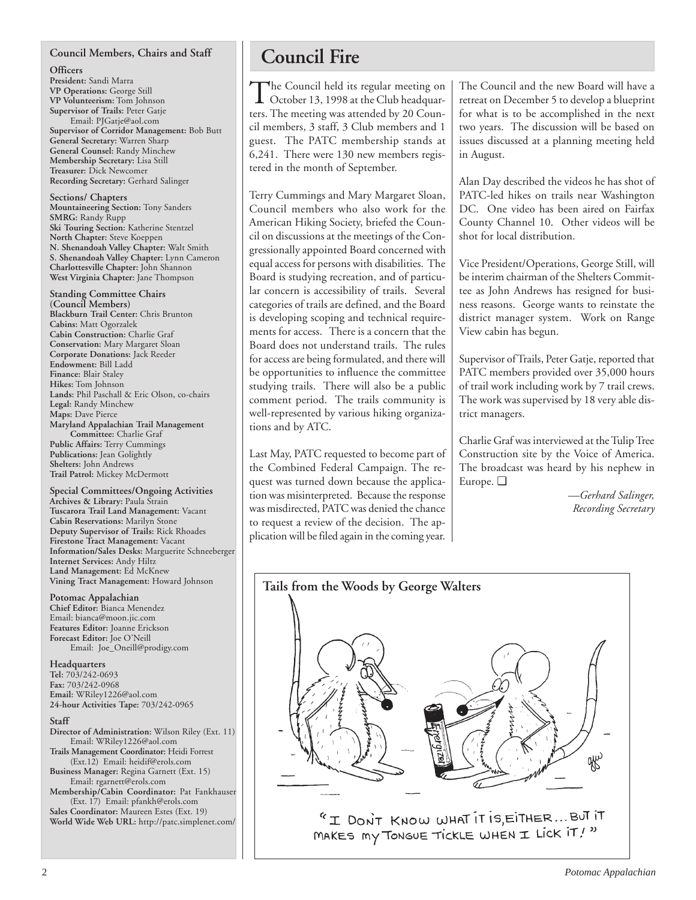## Council Members, Chairs and Staff

**Officers**
**President:** Sandi Marra
**VP Operations:** George Still
**VP Volunteerism:** Tom Johnson
**Supervisor of Trails:** Peter Gatje
Email: PJGatje@aol.com
**Supervisor of Corridor Management:** Bob Butt
**General Secretary:** Warren Sharp
**General Counsel:** Randy Minchew
**Membership Secretary:** Lisa Still
**Treasurer:** Dick Newcomer
**Recording Secretary:** Gerhard Salinger

**Sections/ Chapters**
**Mountaineering Section:** Tony Sanders
**SMRG:** Randy Rupp
**Ski Touring Section:** Katherine Stentzel
**North Chapter:** Steve Koeppen
**N. Shenandoah Valley Chapter:** Walt Smith
**S. Shenandoah Valley Chapter:** Lynn Cameron
**Charlottesville Chapter:** John Shannon
**West Virginia Chapter:** Jane Thompson

**Standing Committee Chairs (Council Members)**
**Blackburn Trail Center:** Chris Brunton
**Cabins:** Matt Ogorzalek
**Cabin Construction:** Charlie Graf
**Conservation:** Mary Margaret Sloan
**Corporate Donations:** Jack Reeder
**Endowment:** Bill Ladd
**Finance:** Blair Staley
**Hikes:** Tom Johnson
**Lands:** Phil Paschall & Eric Olson, co-chairs
**Legal:** Randy Minchew
**Maps:** Dave Pierce
**Maryland Appalachian Trail Management Committee:** Charlie Graf
**Public Affairs:** Terry Cummings
**Publications:** Jean Golightly
**Shelters:** John Andrews
**Trail Patrol:** Mickey McDermott

**Special Committees/Ongoing Activities**
**Archives & Library:** Paula Strain
**Tuscarora Trail Land Management:** Vacant
**Cabin Reservations:** Marilyn Stone
**Deputy Supervisor of Trails:** Rick Rhoades
**Firestone Tract Management:** Vacant
**Information/Sales Desks:** Marguerite Schneeberger
**Internet Services:** Andy Hiltz
**Land Management:** Ed McKnew
**Vining Tract Management:** Howard Johnson

**Potomac Appalachian**
**Chief Editor:** Bianca Menendez
Email: bianca@moon.jic.com
**Features Editor:** Joanne Erickson
**Forecast Editor:** Joe O'Neill
Email: Joe_Oneill@prodigy.com

**Headquarters**
**Tel:** 703/242-0693
**Fax:** 703/242-0968
**Email:** WRiley1226@aol.com
**24-hour Activities Tape:** 703/242-0965

**Staff**
**Director of Administration:** Wilson Riley (Ext. 11)
Email: WRiley1226@aol.com
**Trails Management Coordinator:** Heidi Forrest (Ext.12) Email: heidif@erols.com
**Business Manager:** Regina Garnett (Ext. 15)
Email: rgarnett@erols.com
**Membership/Cabin Coordinator:** Pat Fankhauser (Ext. 17) Email: pfankh@erols.com
**Sales Coordinator:** Maureen Estes (Ext. 19)
**World Wide Web URL:** http://patc.simplenet.com/

# Council Fire

The Council held its regular meeting on October 13, 1998 at the Club headquarters. The meeting was attended by 20 Council members, 3 staff, 3 Club members and 1 guest. The PATC membership stands at 6,241. There were 130 new members registered in the month of September.

Terry Cummings and Mary Margaret Sloan, Council members who also work for the American Hiking Society, briefed the Council on discussions at the meetings of the Congressionally appointed Board concerned with equal access for persons with disabilities. The Board is studying recreation, and of particular concern is accessibility of trails. Several categories of trails are defined, and the Board is developing scoping and technical requirements for access. There is a concern that the Board does not understand trails. The rules for access are being formulated, and there will be opportunities to influence the committee studying trails. There will also be a public comment period. The trails community is well-represented by various hiking organizations and by ATC.

Last May, PATC requested to become part of the Combined Federal Campaign. The request was turned down because the application was misinterpreted. Because the response was misdirected, PATC was denied the chance to request a review of the decision. The application will be filed again in the coming year.

The Council and the new Board will have a retreat on December 5 to develop a blueprint for what is to be accomplished in the next two years. The discussion will be based on issues discussed at a planning meeting held in August.

Alan Day described the videos he has shot of PATC-led hikes on trails near Washington DC. One video has been aired on Fairfax County Channel 10. Other videos will be shot for local distribution.

Vice President/Operations, George Still, will be interim chairman of the Shelters Committee as John Andrews has resigned for business reasons. George wants to reinstate the district manager system. Work on Range View cabin has begun.

Supervisor of Trails, Peter Gatje, reported that PATC members provided over 35,000 hours of trail work including work by 7 trail crews. The work was supervised by 18 very able district managers.

Charlie Graf was interviewed at the Tulip Tree Construction site by the Voice of America. The broadcast was heard by his nephew in Europe. ❑

*—Gerhard Salinger, Recording Secretary*

**Tails from the Woods by George Walters**

"I DON'T KNOW WHAT IT IS, EITHER... BUT IT MAKES MY TONGUE TICKLE WHEN I LICK IT!"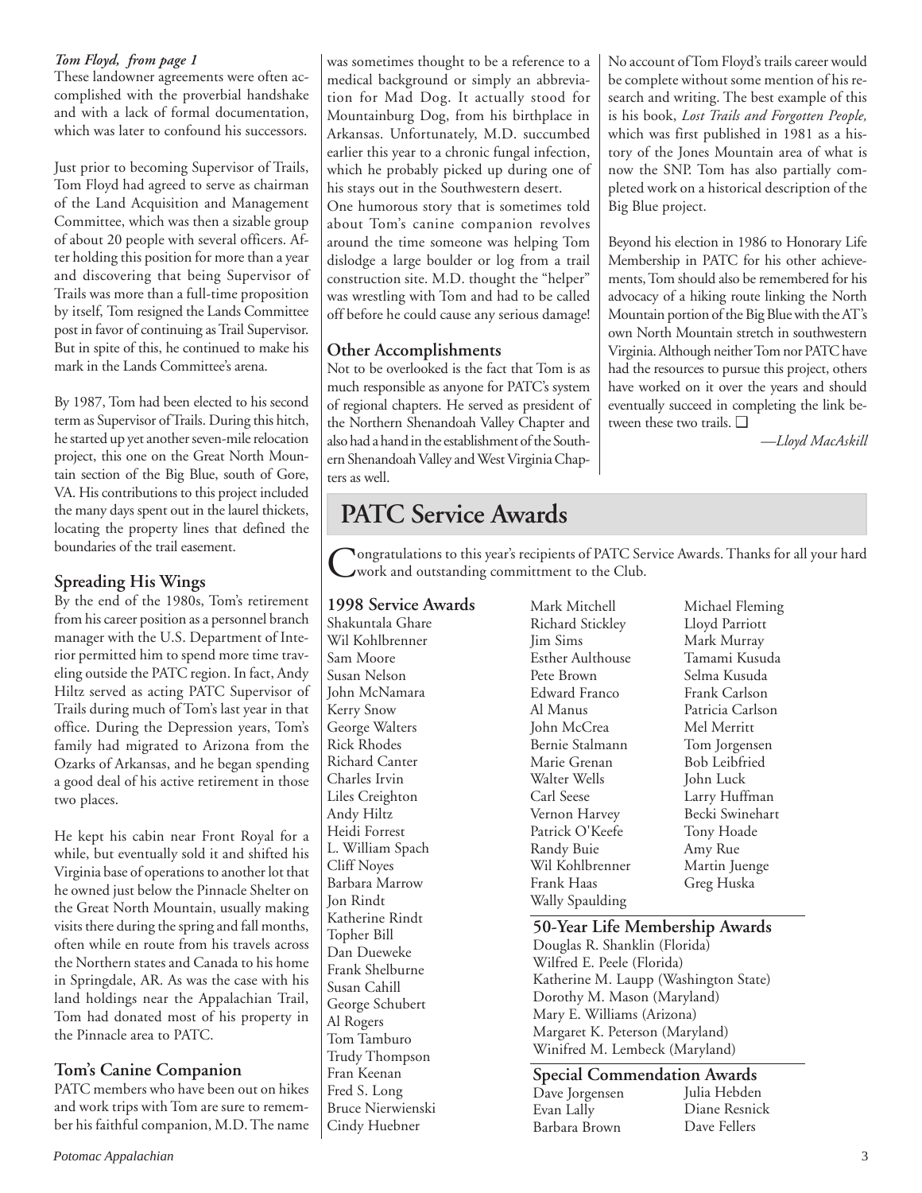*Tom Floyd, from page 1*

These landowner agreements were often accomplished with the proverbial handshake and with a lack of formal documentation, which was later to confound his successors.

Just prior to becoming Supervisor of Trails, Tom Floyd had agreed to serve as chairman of the Land Acquisition and Management Committee, which was then a sizable group of about 20 people with several officers. After holding this position for more than a year and discovering that being Supervisor of Trails was more than a full-time proposition by itself, Tom resigned the Lands Committee post in favor of continuing as Trail Supervisor. But in spite of this, he continued to make his mark in the Lands Committee's arena.

By 1987, Tom had been elected to his second term as Supervisor of Trails. During this hitch, he started up yet another seven-mile relocation project, this one on the Great North Mountain section of the Big Blue, south of Gore, VA. His contributions to this project included the many days spent out in the laurel thickets, locating the property lines that defined the boundaries of the trail easement.

### Spreading His Wings

By the end of the 1980s, Tom's retirement from his career position as a personnel branch manager with the U.S. Department of Interior permitted him to spend more time traveling outside the PATC region. In fact, Andy Hiltz served as acting PATC Supervisor of Trails during much of Tom's last year in that office. During the Depression years, Tom's family had migrated to Arizona from the Ozarks of Arkansas, and he began spending a good deal of his active retirement in those two places.

He kept his cabin near Front Royal for a while, but eventually sold it and shifted his Virginia base of operations to another lot that he owned just below the Pinnacle Shelter on the Great North Mountain, usually making visits there during the spring and fall months, often while en route from his travels across the Northern states and Canada to his home in Springdale, AR. As was the case with his land holdings near the Appalachian Trail, Tom had donated most of his property in the Pinnacle area to PATC.

### Tom's Canine Companion

PATC members who have been out on hikes and work trips with Tom are sure to remember his faithful companion, M.D. The name was sometimes thought to be a reference to a medical background or simply an abbreviation for Mad Dog. It actually stood for Mountainburg Dog, from his birthplace in Arkansas. Unfortunately, M.D. succumbed earlier this year to a chronic fungal infection, which he probably picked up during one of his stays out in the Southwestern desert.

One humorous story that is sometimes told about Tom's canine companion revolves around the time someone was helping Tom dislodge a large boulder or log from a trail construction site. M.D. thought the "helper" was wrestling with Tom and had to be called off before he could cause any serious damage!

### Other Accomplishments

Not to be overlooked is the fact that Tom is as much responsible as anyone for PATC's system of regional chapters. He served as president of the Northern Shenandoah Valley Chapter and also had a hand in the establishment of the Southern Shenandoah Valley and West Virginia Chapters as well.

No account of Tom Floyd's trails career would be complete without some mention of his research and writing. The best example of this is his book, *Lost Trails and Forgotten People,* which was first published in 1981 as a history of the Jones Mountain area of what is now the SNP. Tom has also partially completed work on a historical description of the Big Blue project.

Beyond his election in 1986 to Honorary Life Membership in PATC for his other achievements, Tom should also be remembered for his advocacy of a hiking route linking the North Mountain portion of the Big Blue with the AT's own North Mountain stretch in southwestern Virginia. Although neither Tom nor PATC have had the resources to pursue this project, others have worked on it over the years and should eventually succeed in completing the link between these two trails. ❑

*—Lloyd MacAskill*

# PATC Service Awards

Congratulations to this year's recipients of PATC Service Awards. Thanks for all your hard work and outstanding committment to the Club.

### 1998 Service Awards

Shakuntala Ghare
Wil Kohlbrenner
Sam Moore
Susan Nelson
John McNamara
Kerry Snow
George Walters
Rick Rhodes
Richard Canter
Charles Irvin
Liles Creighton
Andy Hiltz
Heidi Forrest
L. William Spach
Cliff Noyes
Barbara Marrow
Jon Rindt
Katherine Rindt
Topher Bill
Dan Dueweke
Frank Shelburne
Susan Cahill
George Schubert
Al Rogers
Tom Tamburo
Trudy Thompson
Fran Keenan
Fred S. Long
Bruce Nierwienski
Cindy Huebner
Mark Mitchell
Richard Stickley
Jim Sims
Esther Aulthouse
Pete Brown
Edward Franco
Al Manus
John McCrea
Bernie Stalmann
Marie Grenan
Walter Wells
Carl Seese
Vernon Harvey
Patrick O'Keefe
Randy Buie
Wil Kohlbrenner
Frank Haas
Wally Spaulding
Michael Fleming
Lloyd Parriott
Mark Murray
Tamami Kusuda
Selma Kusuda
Frank Carlson
Patricia Carlson
Mel Merritt
Tom Jorgensen
Bob Leibfried
John Luck
Larry Huffman
Becki Swinehart
Tony Hoade
Amy Rue
Martin Juenge
Greg Huska

### 50-Year Life Membership Awards

Douglas R. Shanklin (Florida)
Wilfred E. Peele (Florida)
Katherine M. Laupp (Washington State)
Dorothy M. Mason (Maryland)
Mary E. Williams (Arizona)
Margaret K. Peterson (Maryland)
Winifred M. Lembeck (Maryland)

### Special Commendation Awards

Dave Jorgensen
Evan Lally
Barbara Brown
Julia Hebden
Diane Resnick
Dave Fellers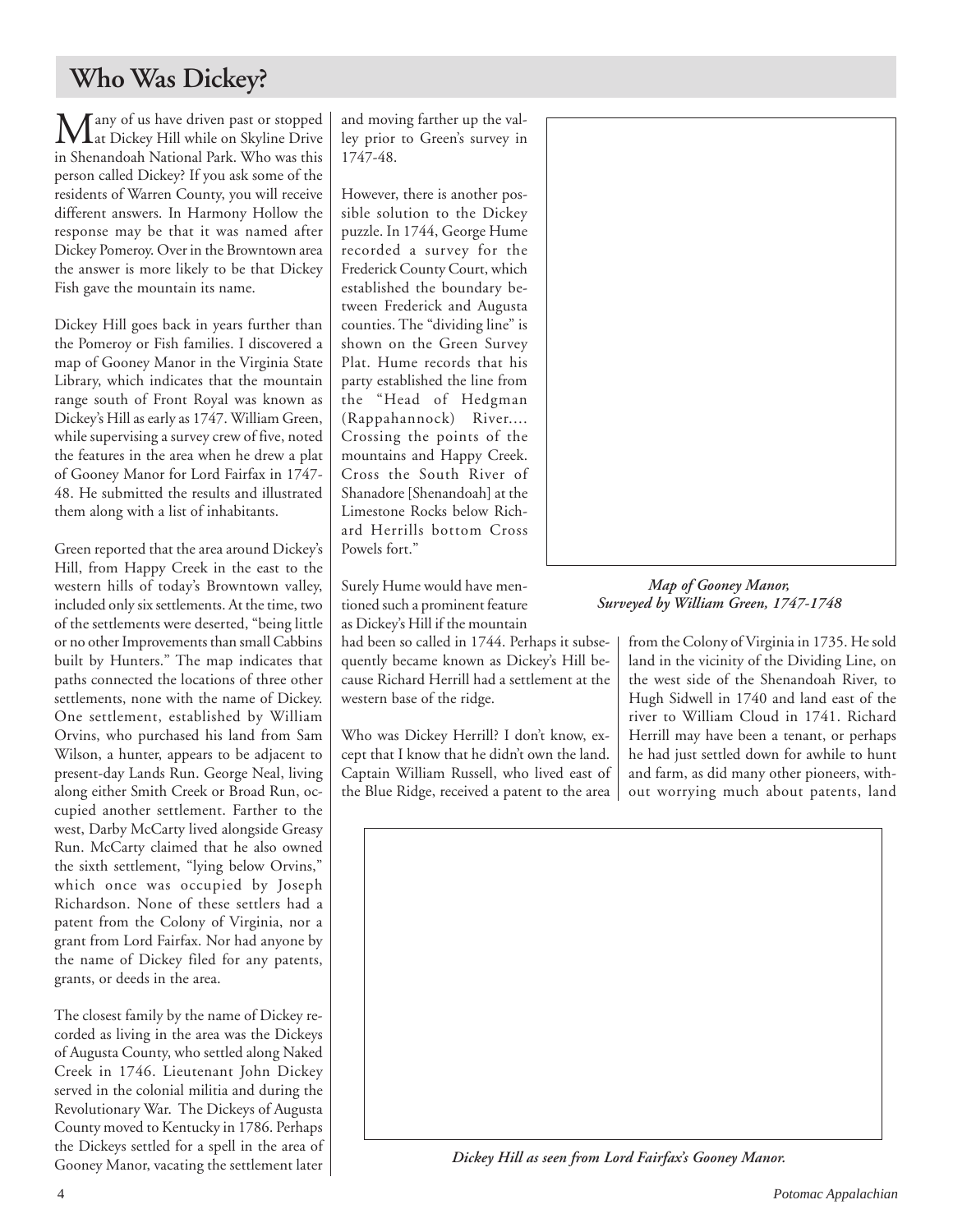## Who Was Dickey?

Many of us have driven past or stopped at Dickey Hill while on Skyline Drive in Shenandoah National Park. Who was this person called Dickey? If you ask some of the residents of Warren County, you will receive different answers. In Harmony Hollow the response may be that it was named after Dickey Pomeroy. Over in the Browntown area the answer is more likely to be that Dickey Fish gave the mountain its name.

Dickey Hill goes back in years further than the Pomeroy or Fish families. I discovered a map of Gooney Manor in the Virginia State Library, which indicates that the mountain range south of Front Royal was known as Dickey's Hill as early as 1747. William Green, while supervising a survey crew of five, noted the features in the area when he drew a plat of Gooney Manor for Lord Fairfax in 1747-48. He submitted the results and illustrated them along with a list of inhabitants.

Green reported that the area around Dickey's Hill, from Happy Creek in the east to the western hills of today's Browntown valley, included only six settlements. At the time, two of the settlements were deserted, "being little or no other Improvements than small Cabbins built by Hunters." The map indicates that paths connected the locations of three other settlements, none with the name of Dickey. One settlement, established by William Orvins, who purchased his land from Sam Wilson, a hunter, appears to be adjacent to present-day Lands Run. George Neal, living along either Smith Creek or Broad Run, occupied another settlement. Farther to the west, Darby McCarty lived alongside Greasy Run. McCarty claimed that he also owned the sixth settlement, "lying below Orvins," which once was occupied by Joseph Richardson. None of these settlers had a patent from the Colony of Virginia, nor a grant from Lord Fairfax. Nor had anyone by the name of Dickey filed for any patents, grants, or deeds in the area.

The closest family by the name of Dickey recorded as living in the area was the Dickeys of Augusta County, who settled along Naked Creek in 1746. Lieutenant John Dickey served in the colonial militia and during the Revolutionary War. The Dickeys of Augusta County moved to Kentucky in 1786. Perhaps the Dickeys settled for a spell in the area of Gooney Manor, vacating the settlement later and moving farther up the valley prior to Green's survey in 1747-48.

However, there is another possible solution to the Dickey puzzle. In 1744, George Hume recorded a survey for the Frederick County Court, which established the boundary between Frederick and Augusta counties. The "dividing line" is shown on the Green Survey Plat. Hume records that his party established the line from the "Head of Hedgman (Rappahannock) River.... Crossing the points of the mountains and Happy Creek. Cross the South River of Shanadore [Shenandoah] at the Limestone Rocks below Richard Herrills bottom Cross Powels fort."

*Map of Gooney Manor, Surveyed by William Green, 1747-1748*

Surely Hume would have mentioned such a prominent feature as Dickey's Hill if the mountain had been so called in 1744. Perhaps it subsequently became known as Dickey's Hill because Richard Herrill had a settlement at the western base of the ridge.

Who was Dickey Herrill? I don't know, except that I know that he didn't own the land. Captain William Russell, who lived east of the Blue Ridge, received a patent to the area from the Colony of Virginia in 1735. He sold land in the vicinity of the Dividing Line, on the west side of the Shenandoah River, to Hugh Sidwell in 1740 and land east of the river to William Cloud in 1741. Richard Herrill may have been a tenant, or perhaps he had just settled down for awhile to hunt and farm, as did many other pioneers, without worrying much about patents, land

*Dickey Hill as seen from Lord Fairfax's Gooney Manor.*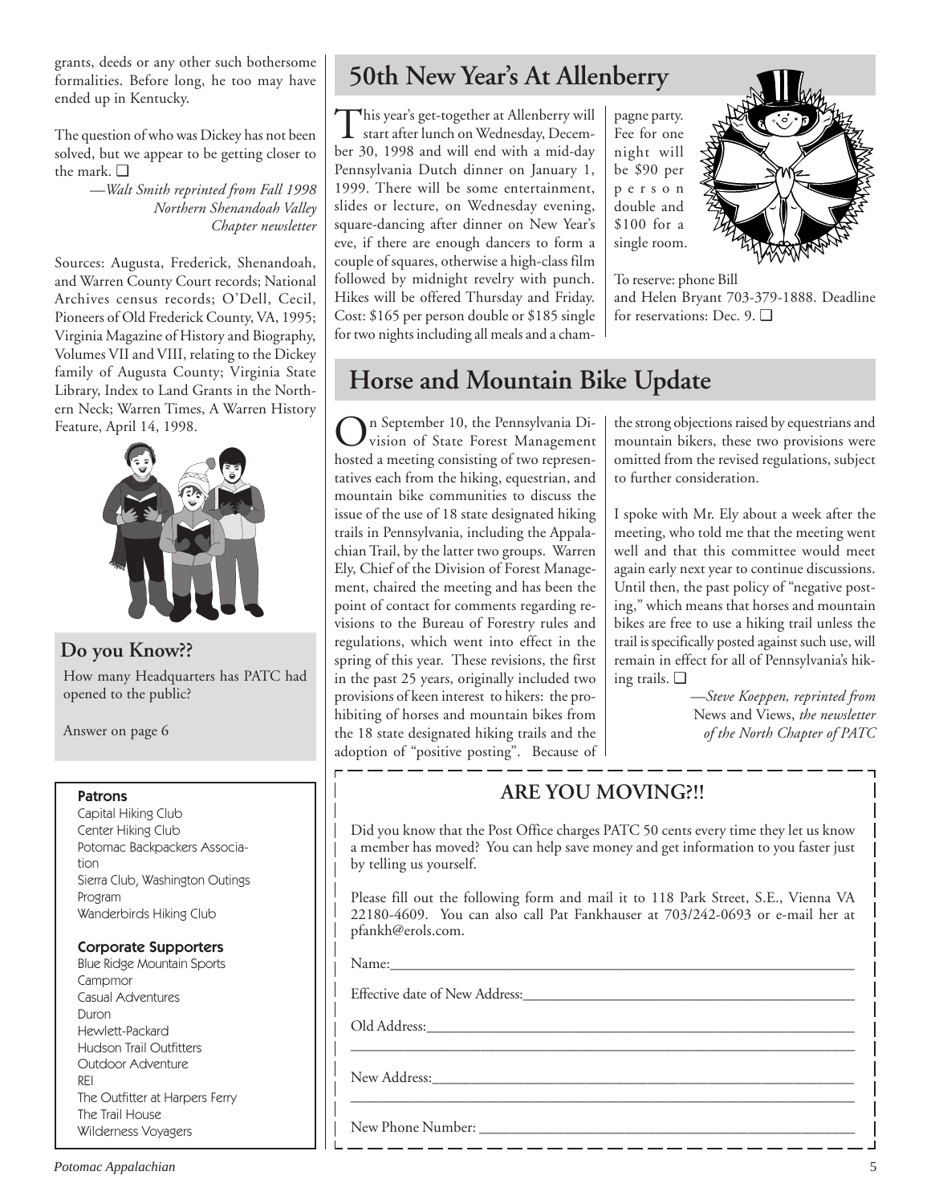grants, deeds or any other such bothersome formalities. Before long, he too may have ended up in Kentucky.

The question of who was Dickey has not been solved, but we appear to be getting closer to the mark. ❑

—*Walt Smith reprinted from Fall 1998 Northern Shenandoah Valley Chapter newsletter*

Sources: Augusta, Frederick, Shenandoah, and Warren County Court records; National Archives census records; O'Dell, Cecil, Pioneers of Old Frederick County, VA, 1995; Virginia Magazine of History and Biography, Volumes VII and VIII, relating to the Dickey family of Augusta County; Virginia State Library, Index to Land Grants in the Northern Neck; Warren Times, A Warren History Feature, April 14, 1998.

## Do you Know??

How many Headquarters has PATC had opened to the public?

Answer on page 6

**Patrons**

Capital Hiking Club
Center Hiking Club
Potomac Backpackers Association
Sierra Club, Washington Outings Program
Wanderbirds Hiking Club

**Corporate Supporters**

Blue Ridge Mountain Sports
Campmor
Casual Adventures
Duron
Hewlett-Packard
Hudson Trail Outfitters
Outdoor Adventure
REI
The Outfitter at Harpers Ferry
The Trail House
Wilderness Voyagers

# 50th New Year's At Allenberry

This year's get-together at Allenberry will start after lunch on Wednesday, December 30, 1998 and will end with a mid-day Pennsylvania Dutch dinner on January 1, 1999. There will be some entertainment, slides or lecture, on Wednesday evening, square-dancing after dinner on New Year's eve, if there are enough dancers to form a couple of squares, otherwise a high-class film followed by midnight revelry with punch. Hikes will be offered Thursday and Friday. Cost: $165 per person double or $185 single for two nights including all meals and a champagne party. Fee for one night will be $90 per person double and $100 for a single room.

To reserve: phone Bill and Helen Bryant 703-379-1888. Deadline for reservations: Dec. 9. ❑

# Horse and Mountain Bike Update

On September 10, the Pennsylvania Division of State Forest Management hosted a meeting consisting of two representatives each from the hiking, equestrian, and mountain bike communities to discuss the issue of the use of 18 state designated hiking trails in Pennsylvania, including the Appalachian Trail, by the latter two groups. Warren Ely, Chief of the Division of Forest Management, chaired the meeting and has been the point of contact for comments regarding revisions to the Bureau of Forestry rules and regulations, which went into effect in the spring of this year. These revisions, the first in the past 25 years, originally included two provisions of keen interest to hikers: the prohibiting of horses and mountain bikes from the 18 state designated hiking trails and the adoption of "positive posting". Because of the strong objections raised by equestrians and mountain bikers, these two provisions were omitted from the revised regulations, subject to further consideration.

I spoke with Mr. Ely about a week after the meeting, who told me that the meeting went well and that this committee would meet again early next year to continue discussions. Until then, the past policy of "negative posting," which means that horses and mountain bikes are free to use a hiking trail unless the trail is specifically posted against such use, will remain in effect for all of Pennsylvania's hiking trails. ❑

—*Steve Koeppen, reprinted from* News and Views, *the newsletter of the North Chapter of PATC*

## ARE YOU MOVING?!!

Did you know that the Post Office charges PATC 50 cents every time they let us know a member has moved? You can help save money and get information to you faster just by telling us yourself.

Please fill out the following form and mail it to 118 Park Street, S.E., Vienna VA 22180-4609. You can also call Pat Fankhauser at 703/242-0693 or e-mail her at pfankh@erols.com.

Name:_______________

Effective date of New Address:_______________

Old Address:_______________

_______________

New Address:_______________

_______________

New Phone Number: _______________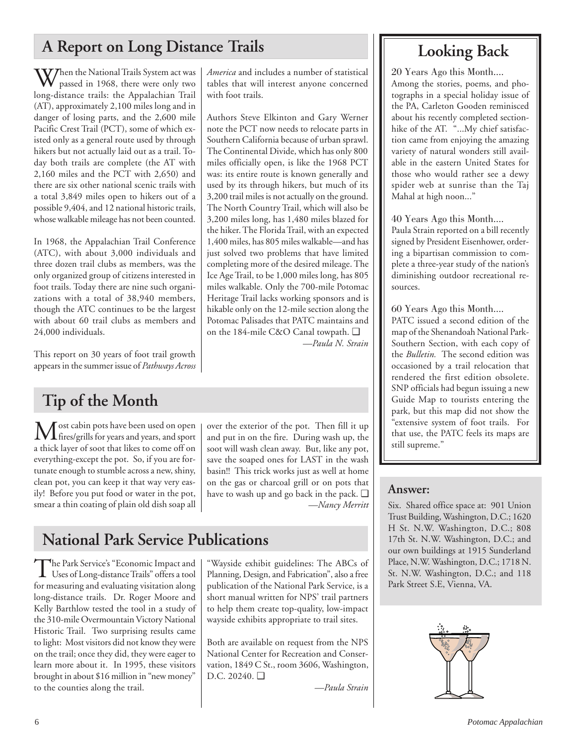## A Report on Long Distance Trails

When the National Trails System act was passed in 1968, there were only two long-distance trails: the Appalachian Trail (AT), approximately 2,100 miles long and in danger of losing parts, and the 2,600 mile Pacific Crest Trail (PCT), some of which existed only as a general route used by through hikers but not actually laid out as a trail. Today both trails are complete (the AT with 2,160 miles and the PCT with 2,650) and there are six other national scenic trails with a total 3,849 miles open to hikers out of a possible 9,404, and 12 national historic trails, whose walkable mileage has not been counted.

In 1968, the Appalachian Trail Conference (ATC), with about 3,000 individuals and three dozen trail clubs as members, was the only organized group of citizens interested in foot trails. Today there are nine such organizations with a total of 38,940 members, though the ATC continues to be the largest with about 60 trail clubs as members and 24,000 individuals.

This report on 30 years of foot trail growth appears in the summer issue of *Pathways Across America* and includes a number of statistical tables that will interest anyone concerned with foot trails.

Authors Steve Elkinton and Gary Werner note the PCT now needs to relocate parts in Southern California because of urban sprawl. The Continental Divide, which has only 800 miles officially open, is like the 1968 PCT was: its entire route is known generally and used by its through hikers, but much of its 3,200 trail miles is not actually on the ground. The North Country Trail, which will also be 3,200 miles long, has 1,480 miles blazed for the hiker. The Florida Trail, with an expected 1,400 miles, has 805 miles walkable—and has just solved two problems that have limited completing more of the desired mileage. The Ice Age Trail, to be 1,000 miles long, has 805 miles walkable. Only the 700-mile Potomac Heritage Trail lacks working sponsors and is hikable only on the 12-mile section along the Potomac Palisades that PATC maintains and on the 184-mile C&O Canal towpath. ❑

—*Paula N. Strain*

## Tip of the Month

Most cabin pots have been used on open fires/grills for years and years, and sport a thick layer of soot that likes to come off on everything-except the pot. So, if you are fortunate enough to stumble across a new, shiny, clean pot, you can keep it that way very easily! Before you put food or water in the pot, smear a thin coating of plain old dish soap all over the exterior of the pot. Then fill it up and put in on the fire. During wash up, the soot will wash clean away. But, like any pot, save the soaped ones for LAST in the wash basin!! This trick works just as well at home on the gas or charcoal grill or on pots that have to wash up and go back in the pack. ❑

—*Nancy Merritt*

## National Park Service Publications

The Park Service's "Economic Impact and Uses of Long-distance Trails" offers a tool for measuring and evaluating visitation along long-distance trails. Dr. Roger Moore and Kelly Barthlow tested the tool in a study of the 310-mile Overmountain Victory National Historic Trail. Two surprising results came to light: Most visitors did not know they were on the trail; once they did, they were eager to learn more about it. In 1995, these visitors brought in about $16 million in "new money" to the counties along the trail.

"Wayside exhibit guidelines: The ABCs of Planning, Design, and Fabrication", also a free publication of the National Park Service, is a short manual written for NPS' trail partners to help them create top-quality, low-impact wayside exhibits appropriate to trail sites.

Both are available on request from the NPS National Center for Recreation and Conservation, 1849 C St., room 3606, Washington, D.C. 20240. ❑

—*Paula Strain*

## Looking Back

20 Years Ago this Month....

Among the stories, poems, and photographs in a special holiday issue of the PA, Carleton Gooden reminisced about his recently completed section-hike of the AT. "...My chief satisfaction came from enjoying the amazing variety of natural wonders still available in the eastern United States for those who would rather see a dewy spider web at sunrise than the Taj Mahal at high noon..."

40 Years Ago this Month....

Paula Strain reported on a bill recently signed by President Eisenhower, ordering a bipartisan commission to complete a three-year study of the nation's diminishing outdoor recreational resources.

60 Years Ago this Month....

PATC issued a second edition of the map of the Shenandoah National Park-Southern Section, with each copy of the *Bulletin.* The second edition was occasioned by a trail relocation that rendered the first edition obsolete. SNP officials had begun issuing a new Guide Map to tourists entering the park, but this map did not show the "extensive system of foot trails. For that use, the PATC feels its maps are still supreme."

### Answer:

Six. Shared office space at: 901 Union Trust Building, Washington, D.C.; 1620 H St. N.W. Washington, D.C.; 808 17th St. N.W. Washington, D.C.; and our own buildings at 1915 Sunderland Place, N.W. Washington, D.C.; 1718 N. St. N.W. Washington, D.C.; and 118 Park Street S.E, Vienna, VA.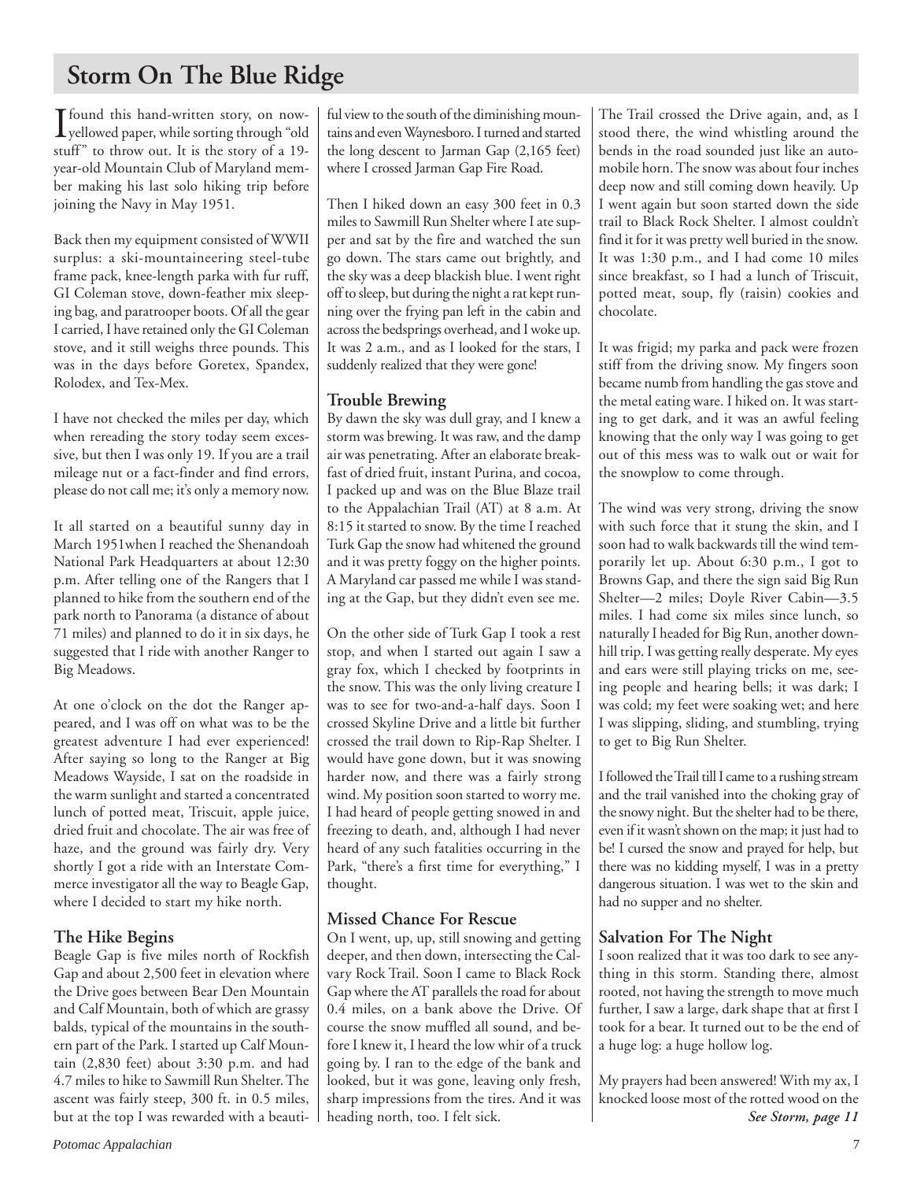# Storm On The Blue Ridge

I found this hand-written story, on now-yellowed paper, while sorting through "old stuff" to throw out. It is the story of a 19-year-old Mountain Club of Maryland member making his last solo hiking trip before joining the Navy in May 1951.

Back then my equipment consisted of WWII surplus: a ski-mountaineering steel-tube frame pack, knee-length parka with fur ruff, GI Coleman stove, down-feather mix sleeping bag, and paratrooper boots. Of all the gear I carried, I have retained only the GI Coleman stove, and it still weighs three pounds. This was in the days before Goretex, Spandex, Rolodex, and Tex-Mex.

I have not checked the miles per day, which when rereading the story today seem excessive, but then I was only 19. If you are a trail mileage nut or a fact-finder and find errors, please do not call me; it's only a memory now.

It all started on a beautiful sunny day in March 1951when I reached the Shenandoah National Park Headquarters at about 12:30 p.m. After telling one of the Rangers that I planned to hike from the southern end of the park north to Panorama (a distance of about 71 miles) and planned to do it in six days, he suggested that I ride with another Ranger to Big Meadows.

At one o'clock on the dot the Ranger appeared, and I was off on what was to be the greatest adventure I had ever experienced! After saying so long to the Ranger at Big Meadows Wayside, I sat on the roadside in the warm sunlight and started a concentrated lunch of potted meat, Triscuit, apple juice, dried fruit and chocolate. The air was free of haze, and the ground was fairly dry. Very shortly I got a ride with an Interstate Commerce investigator all the way to Beagle Gap, where I decided to start my hike north.

## The Hike Begins

Beagle Gap is five miles north of Rockfish Gap and about 2,500 feet in elevation where the Drive goes between Bear Den Mountain and Calf Mountain, both of which are grassy balds, typical of the mountains in the southern part of the Park. I started up Calf Mountain (2,830 feet) about 3:30 p.m. and had 4.7 miles to hike to Sawmill Run Shelter. The ascent was fairly steep, 300 ft. in 0.5 miles, but at the top I was rewarded with a beautiful view to the south of the diminishing mountains and even Waynesboro. I turned and started the long descent to Jarman Gap (2,165 feet) where I crossed Jarman Gap Fire Road.

Then I hiked down an easy 300 feet in 0.3 miles to Sawmill Run Shelter where I ate supper and sat by the fire and watched the sun go down. The stars came out brightly, and the sky was a deep blackish blue. I went right off to sleep, but during the night a rat kept running over the frying pan left in the cabin and across the bedsprings overhead, and I woke up. It was 2 a.m., and as I looked for the stars, I suddenly realized that they were gone!

## Trouble Brewing

By dawn the sky was dull gray, and I knew a storm was brewing. It was raw, and the damp air was penetrating. After an elaborate breakfast of dried fruit, instant Purina, and cocoa, I packed up and was on the Blue Blaze trail to the Appalachian Trail (AT) at 8 a.m. At 8:15 it started to snow. By the time I reached Turk Gap the snow had whitened the ground and it was pretty foggy on the higher points. A Maryland car passed me while I was standing at the Gap, but they didn't even see me.

On the other side of Turk Gap I took a rest stop, and when I started out again I saw a gray fox, which I checked by footprints in the snow. This was the only living creature I was to see for two-and-a-half days. Soon I crossed Skyline Drive and a little bit further crossed the trail down to Rip-Rap Shelter. I would have gone down, but it was snowing harder now, and there was a fairly strong wind. My position soon started to worry me. I had heard of people getting snowed in and freezing to death, and, although I had never heard of any such fatalities occurring in the Park, "there's a first time for everything," I thought.

## Missed Chance For Rescue

On I went, up, up, still snowing and getting deeper, and then down, intersecting the Calvary Rock Trail. Soon I came to Black Rock Gap where the AT parallels the road for about 0.4 miles, on a bank above the Drive. Of course the snow muffled all sound, and before I knew it, I heard the low whir of a truck going by. I ran to the edge of the bank and looked, but it was gone, leaving only fresh, sharp impressions from the tires. And it was heading north, too. I felt sick.

The Trail crossed the Drive again, and, as I stood there, the wind whistling around the bends in the road sounded just like an automobile horn. The snow was about four inches deep now and still coming down heavily. Up I went again but soon started down the side trail to Black Rock Shelter. I almost couldn't find it for it was pretty well buried in the snow. It was 1:30 p.m., and I had come 10 miles since breakfast, so I had a lunch of Triscuit, potted meat, soup, fly (raisin) cookies and chocolate.

It was frigid; my parka and pack were frozen stiff from the driving snow. My fingers soon became numb from handling the gas stove and the metal eating ware. I hiked on. It was starting to get dark, and it was an awful feeling knowing that the only way I was going to get out of this mess was to walk out or wait for the snowplow to come through.

The wind was very strong, driving the snow with such force that it stung the skin, and I soon had to walk backwards till the wind temporarily let up. About 6:30 p.m., I got to Browns Gap, and there the sign said Big Run Shelter—2 miles; Doyle River Cabin—3.5 miles. I had come six miles since lunch, so naturally I headed for Big Run, another downhill trip. I was getting really desperate. My eyes and ears were still playing tricks on me, seeing people and hearing bells; it was dark; I was cold; my feet were soaking wet; and here I was slipping, sliding, and stumbling, trying to get to Big Run Shelter.

I followed the Trail till I came to a rushing stream and the trail vanished into the choking gray of the snowy night. But the shelter had to be there, even if it wasn't shown on the map; it just had to be! I cursed the snow and prayed for help, but there was no kidding myself, I was in a pretty dangerous situation. I was wet to the skin and had no supper and no shelter.

## Salvation For The Night

I soon realized that it was too dark to see anything in this storm. Standing there, almost rooted, not having the strength to move much further, I saw a large, dark shape that at first I took for a bear. It turned out to be the end of a log: a huge hollow log.

My prayers had been answered! With my ax, I knocked loose most of the rotted wood on the

***See Storm, page 11***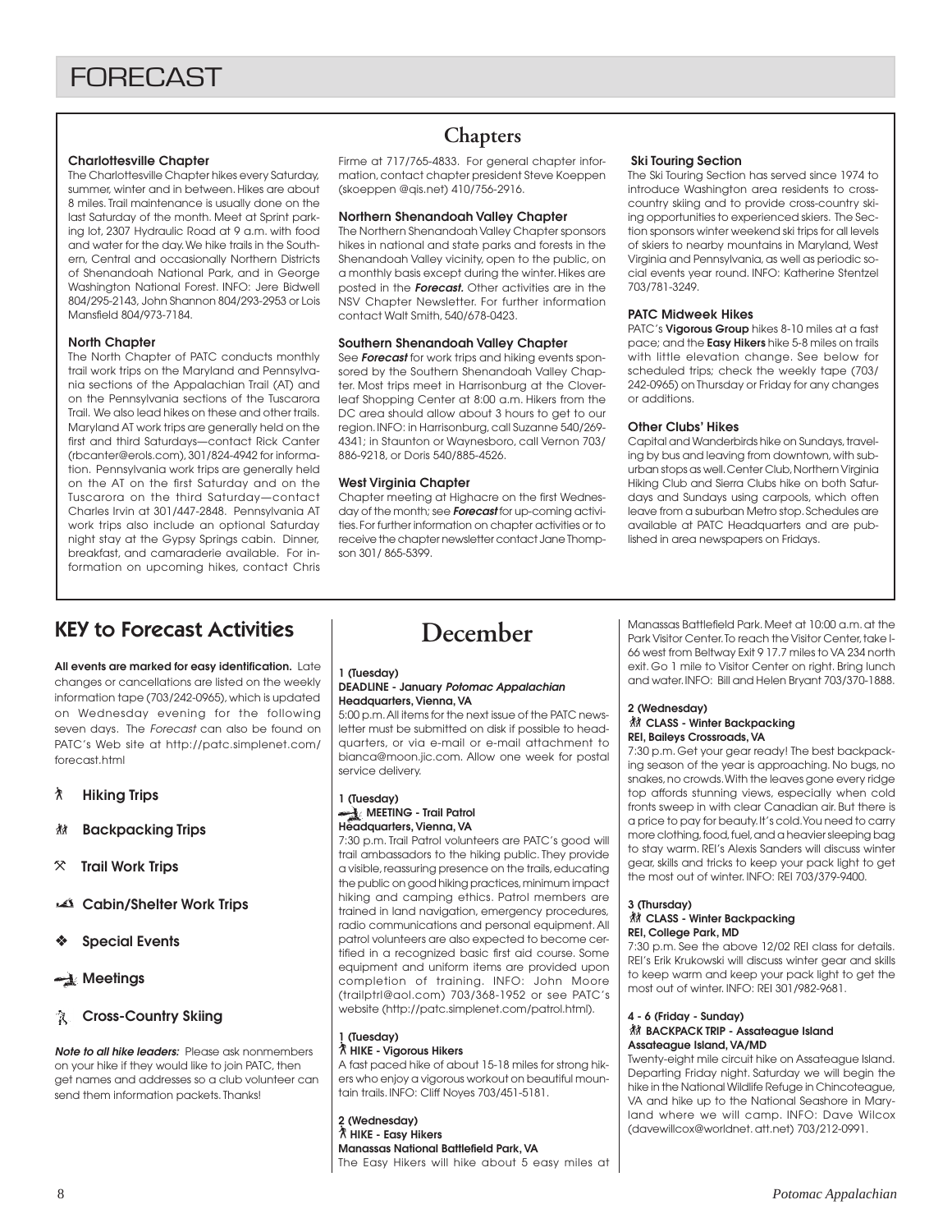# FORECAST

## Chapters

### Charlottesville Chapter

The Charlottesville Chapter hikes every Saturday, summer, winter and in between. Hikes are about 8 miles. Trail maintenance is usually done on the last Saturday of the month. Meet at Sprint parking lot, 2307 Hydraulic Road at 9 a.m. with food and water for the day. We hike trails in the Southern, Central and occasionally Northern Districts of Shenandoah National Park, and in George Washington National Forest. INFO: Jere Bidwell 804/295-2143, John Shannon 804/293-2953 or Lois Mansfield 804/973-7184.

### North Chapter

The North Chapter of PATC conducts monthly trail work trips on the Maryland and Pennsylvania sections of the Appalachian Trail (AT) and on the Pennsylvania sections of the Tuscarora Trail. We also lead hikes on these and other trails. Maryland AT work trips are generally held on the first and third Saturdays—contact Rick Canter (rbcanter@erols.com), 301/824-4942 for information. Pennsylvania work trips are generally held on the AT on the first Saturday and on the Tuscarora on the third Saturday—contact Charles Irvin at 301/447-2848. Pennsylvania AT work trips also include an optional Saturday night stay at the Gypsy Springs cabin. Dinner, breakfast, and camaraderie available. For information on upcoming hikes, contact Chris Firme at 717/765-4833. For general chapter information, contact chapter president Steve Koeppen (skoeppen @qis.net) 410/756-2916.

### Northern Shenandoah Valley Chapter

The Northern Shenandoah Valley Chapter sponsors hikes in national and state parks and forests in the Shenandoah Valley vicinity, open to the public, on a monthly basis except during the winter. Hikes are posted in the ***Forecast.*** Other activities are in the NSV Chapter Newsletter. For further information contact Walt Smith, 540/678-0423.

### Southern Shenandoah Valley Chapter

See ***Forecast*** for work trips and hiking events sponsored by the Southern Shenandoah Valley Chapter. Most trips meet in Harrisonburg at the Cloverleaf Shopping Center at 8:00 a.m. Hikers from the DC area should allow about 3 hours to get to our region. INFO: in Harrisonburg, call Suzanne 540/269-4341; in Staunton or Waynesboro, call Vernon 703/886-9218, or Doris 540/885-4526.

### West Virginia Chapter

Chapter meeting at Highacre on the first Wednesday of the month; see ***Forecast*** for up-coming activities. For further information on chapter activities or to receive the chapter newsletter contact Jane Thompson 301/ 865-5399.

### Ski Touring Section

The Ski Touring Section has served since 1974 to introduce Washington area residents to cross-country skiing and to provide cross-country skiing opportunities to experienced skiers. The Section sponsors winter weekend ski trips for all levels of skiers to nearby mountains in Maryland, West Virginia and Pennsylvania, as well as periodic social events year round. INFO: Katherine Stentzel 703/781-3249.

### PATC Midweek Hikes

PATC's **Vigorous Group** hikes 8-10 miles at a fast pace; and the **Easy Hikers** hike 5-8 miles on trails with little elevation change. See below for scheduled trips; check the weekly tape (703/242-0965) on Thursday or Friday for any changes or additions.

### Other Clubs' Hikes

Capital and Wanderbirds hike on Sundays, traveling by bus and leaving from downtown, with suburban stops as well. Center Club, Northern Virginia Hiking Club and Sierra Clubs hike on both Saturdays and Sundays using carpools, which often leave from a suburban Metro stop. Schedules are available at PATC Headquarters and are published in area newspapers on Fridays.

## KEY to Forecast Activities

**All events are marked for easy identification.** Late changes or cancellations are listed on the weekly information tape (703/242-0965), which is updated on Wednesday evening for the following seven days. The *Forecast* can also be found on PATC's Web site at http://patc.simplenet.com/forecast.html

- **Hiking Trips**
- **Backpacking Trips**
- **Trail Work Trips**
- **Cabin/Shelter Work Trips**
- **Special Events**
- **Meetings**
- **Cross-Country Skiing**

***Note to all hike leaders:*** Please ask nonmembers on your hike if they would like to join PATC, then get names and addresses so a club volunteer can send them information packets. Thanks!

## December

**1 (Tuesday)**
**DEADLINE - January *Potomac Appalachian***
**Headquarters, Vienna, VA**

5:00 p.m. All items for the next issue of the PATC newsletter must be submitted on disk if possible to headquarters, or via e-mail or e-mail attachment to bianca@moon.jic.com. Allow one week for postal service delivery.

**1 (Tuesday)**
**MEETING - Trail Patrol**
**Headquarters, Vienna, VA**

7:30 p.m. Trail Patrol volunteers are PATC's good will trail ambassadors to the hiking public. They provide a visible, reassuring presence on the trails, educating the public on good hiking practices, minimum impact hiking and camping ethics. Patrol members are trained in land navigation, emergency procedures, radio communications and personal equipment. All patrol volunteers are also expected to become certified in a recognized basic first aid course. Some equipment and uniform items are provided upon completion of training. INFO: John Moore (trailptrl@aol.com) 703/368-1952 or see PATC's website (http://patc.simplenet.com/patrol.html).

**1 (Tuesday)**
**HIKE - Vigorous Hikers**

A fast paced hike of about 15-18 miles for strong hikers who enjoy a vigorous workout on beautiful mountain trails. INFO: Cliff Noyes 703/451-5181.

**2 (Wednesday)**
**HIKE - Easy Hikers**
**Manassas National Battlefield Park, VA**

The Easy Hikers will hike about 5 easy miles at Manassas Battlefield Park. Meet at 10:00 a.m. at the Park Visitor Center. To reach the Visitor Center, take I-66 west from Beltway Exit 9 17.7 miles to VA 234 north exit. Go 1 mile to Visitor Center on right. Bring lunch and water. INFO: Bill and Helen Bryant 703/370-1888.

**2 (Wednesday)**
**CLASS - Winter Backpacking**
**REI, Baileys Crossroads, VA**

7:30 p.m. Get your gear ready! The best backpacking season of the year is approaching. No bugs, no snakes, no crowds. With the leaves gone every ridge top affords stunning views, especially when cold fronts sweep in with clear Canadian air. But there is a price to pay for beauty. It's cold. You need to carry more clothing, food, fuel, and a heavier sleeping bag to stay warm. REI's Alexis Sanders will discuss winter gear, skills and tricks to keep your pack light to get the most out of winter. INFO: REI 703/379-9400.

**3 (Thursday)**
**CLASS - Winter Backpacking**
**REI, College Park, MD**

7:30 p.m. See the above 12/02 REI class for details. REI's Erik Krukowski will discuss winter gear and skills to keep warm and keep your pack light to get the most out of winter. INFO: REI 301/982-9681.

**4 - 6 (Friday - Sunday)**
**BACKPACK TRIP - Assateague Island**
**Assateague Island, VA/MD**

Twenty-eight mile circuit hike on Assateague Island. Departing Friday night. Saturday we will begin the hike in the National Wildlife Refuge in Chincoteague, VA and hike up to the National Seashore in Maryland where we will camp. INFO: Dave Wilcox (davewillcox@worldnet. att.net) 703/212-0991.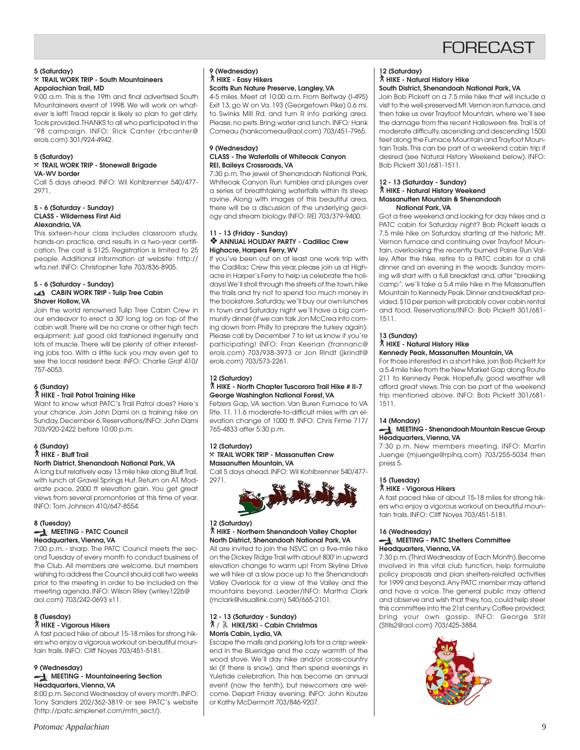# FORECAST

**5 (Saturday)**
**TRAIL WORK TRIP - South Mountaineers**
**Appalachian Trail, MD**

9:00 a.m. This is the 19th and final advertised South Mountaineers event of 1998. We will work on whatever is left! Tread repair is likely so plan to get dirty. Tools provided. THANKS to all who participated in the '98 campaign. INFO: Rick Canter (rbcanter@erols.com) 301/924-4942.

**5 (Saturday)**
**TRAIL WORK TRIP - Stonewall Brigade**
**VA-WV border**

Call 5 days ahead. INFO: Wil Kohlbrenner 540/477-2971.

**5 - 6 (Saturday - Sunday)**
**CLASS - Wilderness First Aid**
**Alexandria, VA**

This sixteen-hour class includes classroom study, hands-on practice, and results in a two-year certification. The cost is $125. Registration is limited to 25 people. Additional information at website: http://wfa.net. INFO: Christopher Tate 703/836-8905.

**5 - 6 (Saturday - Sunday)**
**CABIN WORK TRIP - Tulip Tree Cabin**
**Shaver Hollow, VA**

Join the world renowned Tulip Tree Cabin Crew in our endeavor to erect a 30' long log on top of the cabin wall. There will be no crane or other high tech equipment; just good old fashioned ingenuity and lots of muscle. There will be plenty of other interesting jobs too. With a little luck you may even get to see the local resident bear. INFO: Charlie Graf 410/757-6053.

**6 (Sunday)**
**HIKE - Trail Patrol Training Hike**

Want to know what PATC's Trail Patrol does? Here's your chance. Join John Dami on a training hike on Sunday, December 6. Reservations/INFO: John Dami 703/920-2422 before 10:00 p.m.

**6 (Sunday)**
**HIKE - Bluff Trail**
**North District, Shenandoah National Park, VA**

A long but relatively easy 13 mile hike along Bluff Trail, with lunch at Gravel Springs Hut. Return on AT. Moderate pace, 2000 ft elevation gain. You get great views from several promontories at this time of year. INFO: Tom Johnson 410/647-8554.

**8 (Tuesday)**
**MEETING - PATC Council**
**Headquarters, Vienna, VA**

7:00 p.m. - sharp. The PATC Council meets the second Tuesday of every month to conduct business of the Club. All members are welcome, but members wishing to address the Council should call two weeks prior to the meeting in order to be included on the meeting agenda. INFO: Wilson Riley (wriley1226@aol.com) 703/242-0693 x11.

**8 (Tuesday)**
**HIKE - Vigorous Hikers**

A fast paced hike of about 15-18 miles for strong hikers who enjoy a vigorous workout on beautiful mountain trails. INFO: Cliff Noyes 703/451-5181.

**9 (Wednesday)**
**MEETING - Mountaineering Section**
**Headquarters, Vienna, VA**

8:00 p.m. Second Wednesday of every month. INFO: Tony Sanders 202/362-3819 or see PATC's website (http://patc.simplenet.com/mtn_sect/).

**9 (Wednesday)**
**HIKE - Easy Hikers**
**Scotts Run Nature Preserve, Langley, VA**

4-5 miles. Meet at 10:00 a.m. From Beltway (I-495) Exit 13, go W on Va. 193 (Georgetown Pike) 0.6 mi. to Swinks Mill Rd. and turn R into parking area. Please, no pets. Bring water and lunch. INFO: Hank Comeau (hankcomeau@aol.com) 703/451-7965.

**9 (Wednesday)**
**CLASS - The Waterfalls of Whiteoak Canyon**
**REI, Baileys Crossroads, VA**

7:30 p.m. The jewel of Shenandoah National Park, Whiteoak Canyon Run tumbles and plunges over a series of breathtaking waterfalls within its steep ravine. Along with images of this beautiful area, there will be a discussion of the underlying geology and stream biology. INFO: REI 703/379-9400.

**11 - 13 (Friday - Sunday)**
**ANNUAL HOLIDAY PARTY - Cadillac Crew**
**Highacre, Harpers Ferry, WV**

If you've been out on at least one work trip with the Cadillac Crew this year, please join us at Highacre in Harper's Ferry to help us celebrate the holidays! We'll stroll through the streets of the town, hike the trails and try not to spend too much money in the bookstore. Saturday, we'll buy our own lunches in town and Saturday night we'll have a big community dinner (if we can talk Jon McCrea into coming down from Philly to prepare the turkey again). Please call by December 7 to let us know if you're participating! INFO: Fran Keenan (frannanc@erols.com) 703/938-3973 or Jon Rindt (jkrindt@erols.com) 703/573-2261.

**12 (Saturday)**
**HIKE - North Chapter Tuscarora Trail Hike # II-7**
**George Washington National Forest, VA**

Fetzers Gap, VA section. Van Buren Furnace to VA Rte. 11. 11.6 moderate-to-difficult miles with an elevation change of 1000 ft. INFO: Chris Firme 717/765-4833 after 5:30 p.m.

**12 (Saturday)**
**TRAIL WORK TRIP - Massanutten Crew**
**Massanutten Mountain, VA**

Call 5 days ahead. INFO: Wil Kohlbrenner 540/477-2971.

**12 (Saturday)**
**HIKE - Northern Shenandoah Valley Chapter**
**North District, Shenandoah National Park, VA**

All are invited to join the NSVC on a five-mile hike on the Dickey Ridge Trail with about 800' in upward elevation change to warm up! From Skyline Drive we will hike at a slow pace up to the Shenandoah Valley Overlook for a view of the Valley and the mountains beyond. Leader/INFO: Martha Clark (mclark@visuallink.com) 540/665-2101.

**12 - 13 (Saturday - Sunday)**
**HIKE/SKI - Cabin Christmas**
**Morris Cabin, Lydia, VA**

Escape the malls and parking lots for a crisp weekend in the Blueridge and the cozy warmth of the wood stove. We'll day hike and/or cross-country ski (if there is snow), and then spend evenings in Yuletide celebration. This has become an annual event (now the tenth), but newcomers are welcome. Depart Friday evening. INFO: John Koutze or Kathy McDermott 703/846-9207.

**12 (Saturday)**
**HIKE - Natural History Hike**
**South District, Shenandoah National Park, VA**

Join Bob Pickett on a 7.5 mile hike that will include a visit to the well-preserved Mt. Vernon iron furnace, and then take us over Trayfoot Mountain, where we'll see the damage from the recent Halloween fire. Trail is of moderate difficulty, ascending and descending 1500 feet along the Furnace Mountain and Trayfoot Mountain Trails. This can be part of a weekend cabin trip if desired (see Natural History Weekend below). INFO: Bob Pickett 301/681-1511.

**12 - 13 (Saturday - Sunday)**
**HIKE - Natural History Weekend**
**Massanutten Mountain & Shenandoah National Park, VA**

Got a free weekend and looking for day hikes and a PATC cabin for Saturday night? Bob Pickett leads a 7.5 mile hike on Saturday, starting at the historic Mt. Vernon furnace and continuing over Trayfoot Mountain, overlooking the recently burned Paine Run Valley. After the hike, retire to a PATC cabin for a chili dinner and an evening in the woods. Sunday morning will start with a full breakfast and, after "breaking camp", we'll take a 5.4 mile hike in the Massanutten Mountain to Kennedy Peak. Dinner and breakfast provided. $10 per person will probably cover cabin rental and food. Reservations/INFO: Bob Pickett 301/681-1511.

**13 (Sunday)**
**HIKE - Natural History Hike**
**Kennedy Peak, Massanutten Mountain, VA**

For those interested in a short hike, join Bob Pickett for a 5.4 mile hike from the New Market Gap along Route 211 to Kennedy Peak. Hopefully, good weather will afford great views. This can be part of the weekend trip mentioned above. INFO: Bob Pickett 301/681-1511.

**14 (Monday)**
**MEETING - Shenandoah Mountain Rescue Group**
**Headquarters, Vienna, VA**

7:30 p.m. New members meeting. INFO: Martin Juenge (mjuenge@rpihq.com) 703/255-5034 then press 5.

**15 (Tuesday)**
**HIKE - Vigorous Hikers**

A fast paced hike of about 15-18 miles for strong hikers who enjoy a vigorous workout on beautiful mountain trails. INFO: Cliff Noyes 703/451-5181.

**16 (Wednesday)**
**MEETING - PATC Shelters Committee**
**Headquarters, Vienna, VA**

7:30 p.m. (Third Wednesday of Each Month). Become involved in this vital club function, help formulate policy proposals and plan shelters-related activities for 1999 and beyond. Any PATC member may attend and have a voice. The general public may attend and observe and wish that they, too, could help steer this committee into the 21st century. Coffee provided; bring your own gossip. INFO: George Still (Stills2@aol.com) 703/425-3884.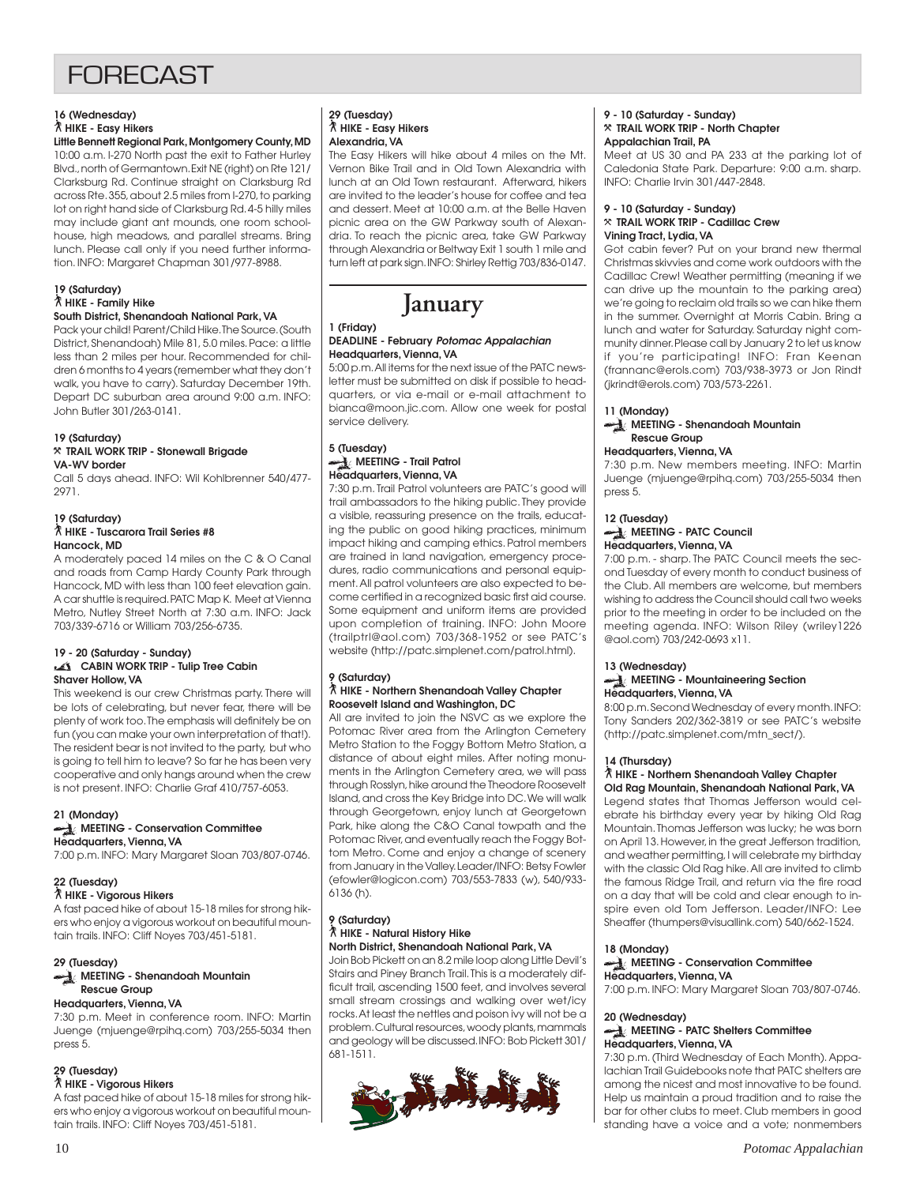# FORECAST

**16 (Wednesday)**
**HIKE - Easy Hikers**
**Little Bennett Regional Park, Montgomery County, MD**
10:00 a.m. I-270 North past the exit to Father Hurley Blvd., north of Germantown. Exit NE (right) on Rte 121/ Clarksburg Rd. Continue straight on Clarksburg Rd across Rte. 355, about 2.5 miles from I-270, to parking lot on right hand side of Clarksburg Rd. 4-5 hilly miles may include giant ant mounds, one room schoolhouse, high meadows, and parallel streams. Bring lunch. Please call only if you need further information. INFO: Margaret Chapman 301/977-8988.

**19 (Saturday)**
**HIKE - Family Hike**
**South District, Shenandoah National Park, VA**
Pack your child! Parent/Child Hike. The Source. (South District, Shenandoah) Mile 81, 5.0 miles. Pace: a little less than 2 miles per hour. Recommended for children 6 months to 4 years (remember what they don't walk, you have to carry). Saturday December 19th. Depart DC suburban area around 9:00 a.m. INFO: John Butler 301/263-0141.

**19 (Saturday)**
**TRAIL WORK TRIP - Stonewall Brigade**
**VA-WV border**
Call 5 days ahead. INFO: Wil Kohlbrenner 540/477-2971.

**19 (Saturday)**
**HIKE - Tuscarora Trail Series #8**
**Hancock, MD**
A moderately paced 14 miles on the C & O Canal and roads from Camp Hardy County Park through Hancock, MD with less than 100 feet elevation gain. A car shuttle is required. PATC Map K. Meet at Vienna Metro, Nutley Street North at 7:30 a.m. INFO: Jack 703/339-6716 or William 703/256-6735.

**19 - 20 (Saturday - Sunday)**
**CABIN WORK TRIP - Tulip Tree Cabin**
**Shaver Hollow, VA**
This weekend is our crew Christmas party. There will be lots of celebrating, but never fear, there will be plenty of work too. The emphasis will definitely be on fun (you can make your own interpretation of that!). The resident bear is not invited to the party, but who is going to tell him to leave? So far he has been very cooperative and only hangs around when the crew is not present. INFO: Charlie Graf 410/757-6053.

**21 (Monday)**
**MEETING - Conservation Committee**
**Headquarters, Vienna, VA**
7:00 p.m. INFO: Mary Margaret Sloan 703/807-0746.

**22 (Tuesday)**
**HIKE - Vigorous Hikers**
A fast paced hike of about 15-18 miles for strong hikers who enjoy a vigorous workout on beautiful mountain trails. INFO: Cliff Noyes 703/451-5181.

**29 (Tuesday)**
**MEETING - Shenandoah Mountain Rescue Group**
**Headquarters, Vienna, VA**
7:30 p.m. Meet in conference room. INFO: Martin Juenge (mjuenge@rpihq.com) 703/255-5034 then press 5.

**29 (Tuesday)**
**HIKE - Vigorous Hikers**
A fast paced hike of about 15-18 miles for strong hikers who enjoy a vigorous workout on beautiful mountain trails. INFO: Cliff Noyes 703/451-5181.

**29 (Tuesday)**
**HIKE - Easy Hikers**
**Alexandria, VA**
The Easy Hikers will hike about 4 miles on the Mt. Vernon Bike Trail and in Old Town Alexandria with lunch at an Old Town restaurant. Afterward, hikers are invited to the leader's house for coffee and tea and dessert. Meet at 10:00 a.m. at the Belle Haven picnic area on the GW Parkway south of Alexandria. To reach the picnic area, take GW Parkway through Alexandria or Beltway Exit 1 south 1 mile and turn left at park sign. INFO: Shirley Rettig 703/836-0147.

## January

**1 (Friday)**
**DEADLINE - February *Potomac Appalachian***
**Headquarters, Vienna, VA**
5:00 p.m. All items for the next issue of the PATC newsletter must be submitted on disk if possible to headquarters, or via e-mail or e-mail attachment to bianca@moon.jic.com. Allow one week for postal service delivery.

**5 (Tuesday)**
**MEETING - Trail Patrol**
**Headquarters, Vienna, VA**
7:30 p.m. Trail Patrol volunteers are PATC's good will trail ambassadors to the hiking public. They provide a visible, reassuring presence on the trails, educating the public on good hiking practices, minimum impact hiking and camping ethics. Patrol members are trained in land navigation, emergency procedures, radio communications and personal equipment. All patrol volunteers are also expected to become certified in a recognized basic first aid course. Some equipment and uniform items are provided upon completion of training. INFO: John Moore (trailptrl@aol.com) 703/368-1952 or see PATC's website (http://patc.simplenet.com/patrol.html).

**9 (Saturday)**
**HIKE - Northern Shenandoah Valley Chapter**
**Roosevelt Island and Washington, DC**
All are invited to join the NSVC as we explore the Potomac River area from the Arlington Cemetery Metro Station to the Foggy Bottom Metro Station, a distance of about eight miles. After noting monuments in the Arlington Cemetery area, we will pass through Rosslyn, hike around the Theodore Roosevelt Island, and cross the Key Bridge into DC. We will walk through Georgetown, enjoy lunch at Georgetown Park, hike along the C&O Canal towpath and the Potomac River, and eventually reach the Foggy Bottom Metro. Come and enjoy a change of scenery from January in the Valley. Leader/INFO: Betsy Fowler (efowler@logicon.com) 703/553-7833 (w), 540/933-6136 (h).

**9 (Saturday)**
**HIKE - Natural History Hike**
**North District, Shenandoah National Park, VA**
Join Bob Pickett on an 8.2 mile loop along Little Devil's Stairs and Piney Branch Trail. This is a moderately difficult trail, ascending 1500 feet, and involves several small stream crossings and walking over wet/icy rocks. At least the nettles and poison ivy will not be a problem. Cultural resources, woody plants, mammals and geology will be discussed. INFO: Bob Pickett 301/681-1511.

**9 - 10 (Saturday - Sunday)**
**TRAIL WORK TRIP - North Chapter**
**Appalachian Trail, PA**
Meet at US 30 and PA 233 at the parking lot of Caledonia State Park. Departure: 9:00 a.m. sharp. INFO: Charlie Irvin 301/447-2848.

**9 - 10 (Saturday - Sunday)**
**TRAIL WORK TRIP - Cadillac Crew**
**Vining Tract, Lydia, VA**
Got cabin fever? Put on your brand new thermal Christmas skivvies and come work outdoors with the Cadillac Crew! Weather permitting (meaning if we can drive up the mountain to the parking area) we're going to reclaim old trails so we can hike them in the summer. Overnight at Morris Cabin. Bring a lunch and water for Saturday. Saturday night community dinner. Please call by January 2 to let us know if you're participating! INFO: Fran Keenan (frannanc@erols.com) 703/938-3973 or Jon Rindt (jkrindt@erols.com) 703/573-2261.

**11 (Monday)**
**MEETING - Shenandoah Mountain Rescue Group**
**Headquarters, Vienna, VA**
7:30 p.m. New members meeting. INFO: Martin Juenge (mjuenge@rpihq.com) 703/255-5034 then press 5.

**12 (Tuesday)**
**MEETING - PATC Council**
**Headquarters, Vienna, VA**
7:00 p.m. - sharp. The PATC Council meets the second Tuesday of every month to conduct business of the Club. All members are welcome, but members wishing to address the Council should call two weeks prior to the meeting in order to be included on the meeting agenda. INFO: Wilson Riley (wriley1226@aol.com) 703/242-0693 x11.

**13 (Wednesday)**
**MEETING - Mountaineering Section**
**Headquarters, Vienna, VA**
8:00 p.m. Second Wednesday of every month. INFO: Tony Sanders 202/362-3819 or see PATC's website (http://patc.simplenet.com/mtn_sect/).

**14 (Thursday)**
**HIKE - Northern Shenandoah Valley Chapter**
**Old Rag Mountain, Shenandoah National Park, VA**
Legend states that Thomas Jefferson would celebrate his birthday every year by hiking Old Rag Mountain. Thomas Jefferson was lucky; he was born on April 13. However, in the great Jefferson tradition, and weather permitting, I will celebrate my birthday with the classic Old Rag hike. All are invited to climb the famous Ridge Trail, and return via the fire road on a day that will be cold and clear enough to inspire even old Tom Jefferson. Leader/INFO: Lee Sheaffer (thumpers@visuallink.com) 540/662-1524.

**18 (Monday)**
**MEETING - Conservation Committee**
**Headquarters, Vienna, VA**
7:00 p.m. INFO: Mary Margaret Sloan 703/807-0746.

**20 (Wednesday)**
**MEETING - PATC Shelters Committee**
**Headquarters, Vienna, VA**
7:30 p.m. (Third Wednesday of Each Month). Appalachian Trail Guidebooks note that PATC shelters are among the nicest and most innovative to be found. Help us maintain a proud tradition and to raise the bar for other clubs to meet. Club members in good standing have a voice and a vote; nonmembers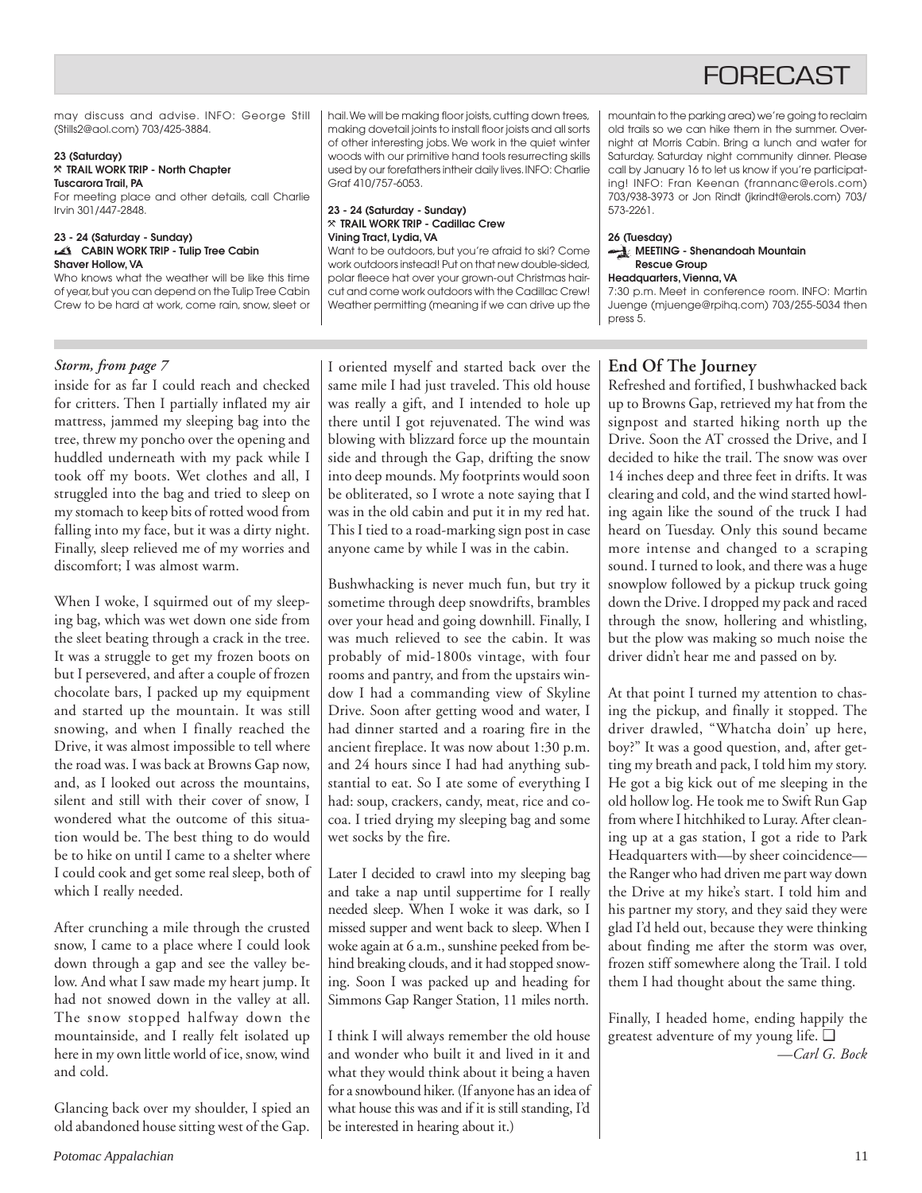# FORECAST

may discuss and advise. INFO: George Still (Stills2@aol.com) 703/425-3884.

**23 (Saturday)**
**TRAIL WORK TRIP - North Chapter**
**Tuscarora Trail, PA**
For meeting place and other details, call Charlie Irvin 301/447-2848.

**23 - 24 (Saturday - Sunday)**
**CABIN WORK TRIP - Tulip Tree Cabin**
**Shaver Hollow, VA**
Who knows what the weather will be like this time of year, but you can depend on the Tulip Tree Cabin Crew to be hard at work, come rain, snow, sleet or hail. We will be making floor joists, cutting down trees, making dovetail joints to install floor joists and all sorts of other interesting jobs. We work in the quiet winter woods with our primitive hand tools resurrecting skills used by our forefathers in their daily lives. INFO: Charlie Graf 410/757-6053.

**23 - 24 (Saturday - Sunday)**
**TRAIL WORK TRIP - Cadillac Crew**
**Vining Tract, Lydia, VA**
Want to be outdoors, but you're afraid to ski? Come work outdoors instead! Put on that new double-sided, polar fleece hat over your grown-out Christmas haircut and come work outdoors with the Cadillac Crew! Weather permitting (meaning if we can drive up the mountain to the parking area) we're going to reclaim old trails so we can hike them in the summer. Overnight at Morris Cabin. Bring a lunch and water for Saturday. Saturday night community dinner. Please call by January 16 to let us know if you're participating! INFO: Fran Keenan (frannanc@erols.com) 703/938-3973 or Jon Rindt (jkrindt@erols.com) 703/573-2261.

**26 (Tuesday)**
**MEETING - Shenandoah Mountain Rescue Group**
**Headquarters, Vienna, VA**
7:30 p.m. Meet in conference room. INFO: Martin Juenge (mjuenge@rpihq.com) 703/255-5034 then press 5.

---

*Storm, from page 7*

inside for as far I could reach and checked for critters. Then I partially inflated my air mattress, jammed my sleeping bag into the tree, threw my poncho over the opening and huddled underneath with my pack while I took off my boots. Wet clothes and all, I struggled into the bag and tried to sleep on my stomach to keep bits of rotted wood from falling into my face, but it was a dirty night. Finally, sleep relieved me of my worries and discomfort; I was almost warm.

When I woke, I squirmed out of my sleeping bag, which was wet down one side from the sleet beating through a crack in the tree. It was a struggle to get my frozen boots on but I persevered, and after a couple of frozen chocolate bars, I packed up my equipment and started up the mountain. It was still snowing, and when I finally reached the Drive, it was almost impossible to tell where the road was. I was back at Browns Gap now, and, as I looked out across the mountains, silent and still with their cover of snow, I wondered what the outcome of this situation would be. The best thing to do would be to hike on until I came to a shelter where I could cook and get some real sleep, both of which I really needed.

After crunching a mile through the crusted snow, I came to a place where I could look down through a gap and see the valley below. And what I saw made my heart jump. It had not snowed down in the valley at all. The snow stopped halfway down the mountainside, and I really felt isolated up here in my own little world of ice, snow, wind and cold.

Glancing back over my shoulder, I spied an old abandoned house sitting west of the Gap. I oriented myself and started back over the same mile I had just traveled. This old house was really a gift, and I intended to hole up there until I got rejuvenated. The wind was blowing with blizzard force up the mountain side and through the Gap, drifting the snow into deep mounds. My footprints would soon be obliterated, so I wrote a note saying that I was in the old cabin and put it in my red hat. This I tied to a road-marking sign post in case anyone came by while I was in the cabin.

Bushwhacking is never much fun, but try it sometime through deep snowdrifts, brambles over your head and going downhill. Finally, I was much relieved to see the cabin. It was probably of mid-1800s vintage, with four rooms and pantry, and from the upstairs window I had a commanding view of Skyline Drive. Soon after getting wood and water, I had dinner started and a roaring fire in the ancient fireplace. It was now about 1:30 p.m. and 24 hours since I had had anything substantial to eat. So I ate some of everything I had: soup, crackers, candy, meat, rice and cocoa. I tried drying my sleeping bag and some wet socks by the fire.

Later I decided to crawl into my sleeping bag and take a nap until suppertime for I really needed sleep. When I woke it was dark, so I missed supper and went back to sleep. When I woke again at 6 a.m., sunshine peeked from behind breaking clouds, and it had stopped snowing. Soon I was packed up and heading for Simmons Gap Ranger Station, 11 miles north.

I think I will always remember the old house and wonder who built it and lived in it and what they would think about it being a haven for a snowbound hiker. (If anyone has an idea of what house this was and if it is still standing, I'd be interested in hearing about it.)

## End Of The Journey

Refreshed and fortified, I bushwhacked back up to Browns Gap, retrieved my hat from the signpost and started hiking north up the Drive. Soon the AT crossed the Drive, and I decided to hike the trail. The snow was over 14 inches deep and three feet in drifts. It was clearing and cold, and the wind started howling again like the sound of the truck I had heard on Tuesday. Only this sound became more intense and changed to a scraping sound. I turned to look, and there was a huge snowplow followed by a pickup truck going down the Drive. I dropped my pack and raced through the snow, hollering and whistling, but the plow was making so much noise the driver didn't hear me and passed on by.

At that point I turned my attention to chasing the pickup, and finally it stopped. The driver drawled, "Whatcha doin' up here, boy?" It was a good question, and, after getting my breath and pack, I told him my story. He got a big kick out of me sleeping in the old hollow log. He took me to Swift Run Gap from where I hitchhiked to Luray. After cleaning up at a gas station, I got a ride to Park Headquarters with—by sheer coincidence—the Ranger who had driven me part way down the Drive at my hike's start. I told him and his partner my story, and they said they were glad I'd held out, because they were thinking about finding me after the storm was over, frozen stiff somewhere along the Trail. I told them I had thought about the same thing.

Finally, I headed home, ending happily the greatest adventure of my young life. ❑

*—Carl G. Bock*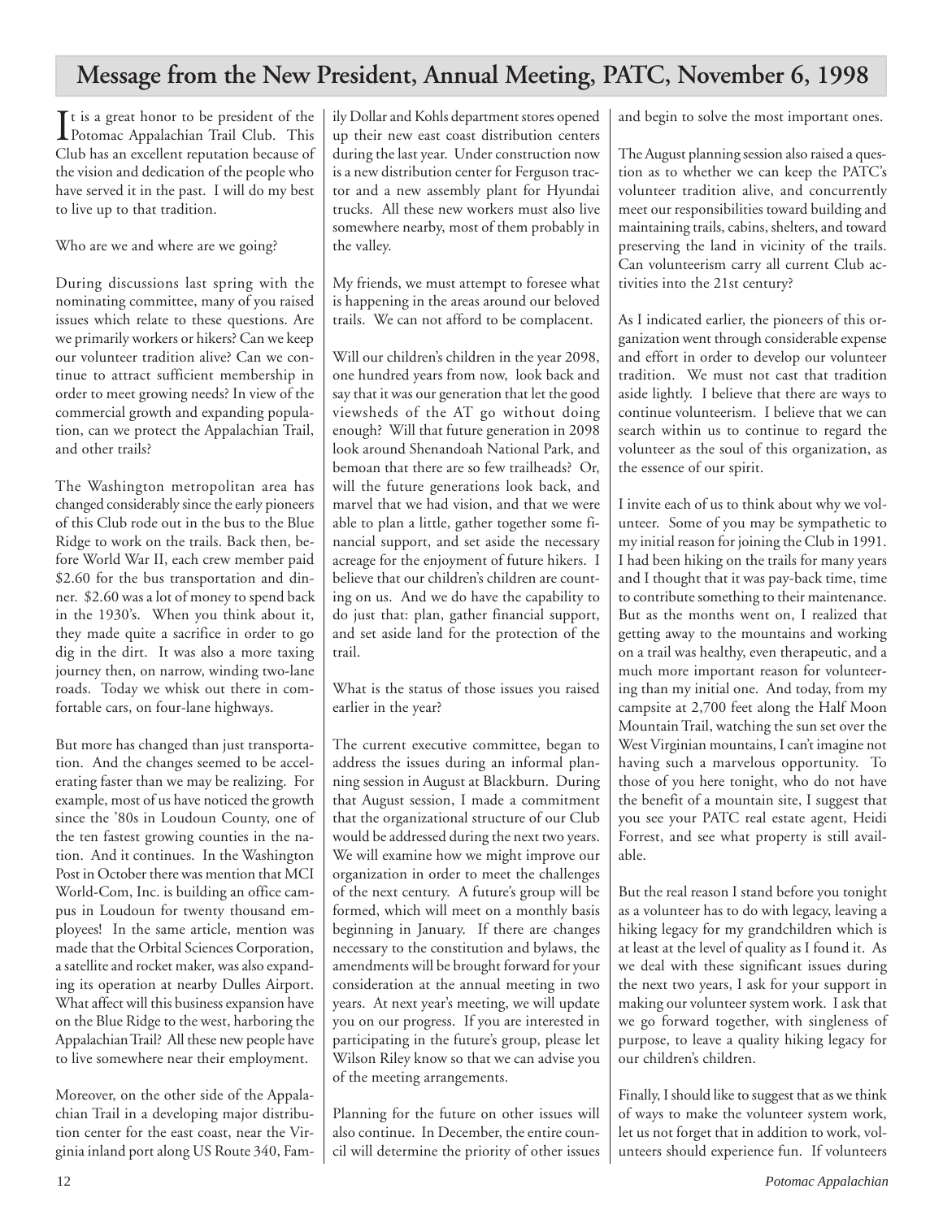# Message from the New President, Annual Meeting, PATC, November 6, 1998

It is a great honor to be president of the Potomac Appalachian Trail Club. This Club has an excellent reputation because of the vision and dedication of the people who have served it in the past. I will do my best to live up to that tradition.

Who are we and where are we going?

During discussions last spring with the nominating committee, many of you raised issues which relate to these questions. Are we primarily workers or hikers? Can we keep our volunteer tradition alive? Can we continue to attract sufficient membership in order to meet growing needs? In view of the commercial growth and expanding population, can we protect the Appalachian Trail, and other trails?

The Washington metropolitan area has changed considerably since the early pioneers of this Club rode out in the bus to the Blue Ridge to work on the trails. Back then, before World War II, each crew member paid $2.60 for the bus transportation and dinner. $2.60 was a lot of money to spend back in the 1930's. When you think about it, they made quite a sacrifice in order to go dig in the dirt. It was also a more taxing journey then, on narrow, winding two-lane roads. Today we whisk out there in comfortable cars, on four-lane highways.

But more has changed than just transportation. And the changes seemed to be accelerating faster than we may be realizing. For example, most of us have noticed the growth since the '80s in Loudoun County, one of the ten fastest growing counties in the nation. And it continues. In the Washington Post in October there was mention that MCI World-Com, Inc. is building an office campus in Loudoun for twenty thousand employees! In the same article, mention was made that the Orbital Sciences Corporation, a satellite and rocket maker, was also expanding its operation at nearby Dulles Airport. What affect will this business expansion have on the Blue Ridge to the west, harboring the Appalachian Trail? All these new people have to live somewhere near their employment.

Moreover, on the other side of the Appalachian Trail in a developing major distribution center for the east coast, near the Virginia inland port along US Route 340, Family Dollar and Kohls department stores opened up their new east coast distribution centers during the last year. Under construction now is a new distribution center for Ferguson tractor and a new assembly plant for Hyundai trucks. All these new workers must also live somewhere nearby, most of them probably in the valley.

My friends, we must attempt to foresee what is happening in the areas around our beloved trails. We can not afford to be complacent.

Will our children's children in the year 2098, one hundred years from now, look back and say that it was our generation that let the good viewsheds of the AT go without doing enough? Will that future generation in 2098 look around Shenandoah National Park, and bemoan that there are so few trailheads? Or, will the future generations look back, and marvel that we had vision, and that we were able to plan a little, gather together some financial support, and set aside the necessary acreage for the enjoyment of future hikers. I believe that our children's children are counting on us. And we do have the capability to do just that: plan, gather financial support, and set aside land for the protection of the trail.

What is the status of those issues you raised earlier in the year?

The current executive committee, began to address the issues during an informal planning session in August at Blackburn. During that August session, I made a commitment that the organizational structure of our Club would be addressed during the next two years. We will examine how we might improve our organization in order to meet the challenges of the next century. A future's group will be formed, which will meet on a monthly basis beginning in January. If there are changes necessary to the constitution and bylaws, the amendments will be brought forward for your consideration at the annual meeting in two years. At next year's meeting, we will update you on our progress. If you are interested in participating in the future's group, please let Wilson Riley know so that we can advise you of the meeting arrangements.

Planning for the future on other issues will also continue. In December, the entire council will determine the priority of other issues and begin to solve the most important ones.

The August planning session also raised a question as to whether we can keep the PATC's volunteer tradition alive, and concurrently meet our responsibilities toward building and maintaining trails, cabins, shelters, and toward preserving the land in vicinity of the trails. Can volunteerism carry all current Club activities into the 21st century?

As I indicated earlier, the pioneers of this organization went through considerable expense and effort in order to develop our volunteer tradition. We must not cast that tradition aside lightly. I believe that there are ways to continue volunteerism. I believe that we can search within us to continue to regard the volunteer as the soul of this organization, as the essence of our spirit.

I invite each of us to think about why we volunteer. Some of you may be sympathetic to my initial reason for joining the Club in 1991. I had been hiking on the trails for many years and I thought that it was pay-back time, time to contribute something to their maintenance. But as the months went on, I realized that getting away to the mountains and working on a trail was healthy, even therapeutic, and a much more important reason for volunteering than my initial one. And today, from my campsite at 2,700 feet along the Half Moon Mountain Trail, watching the sun set over the West Virginian mountains, I can't imagine not having such a marvelous opportunity. To those of you here tonight, who do not have the benefit of a mountain site, I suggest that you see your PATC real estate agent, Heidi Forrest, and see what property is still available.

But the real reason I stand before you tonight as a volunteer has to do with legacy, leaving a hiking legacy for my grandchildren which is at least at the level of quality as I found it. As we deal with these significant issues during the next two years, I ask for your support in making our volunteer system work. I ask that we go forward together, with singleness of purpose, to leave a quality hiking legacy for our children's children.

Finally, I should like to suggest that as we think of ways to make the volunteer system work, let us not forget that in addition to work, volunteers should experience fun. If volunteers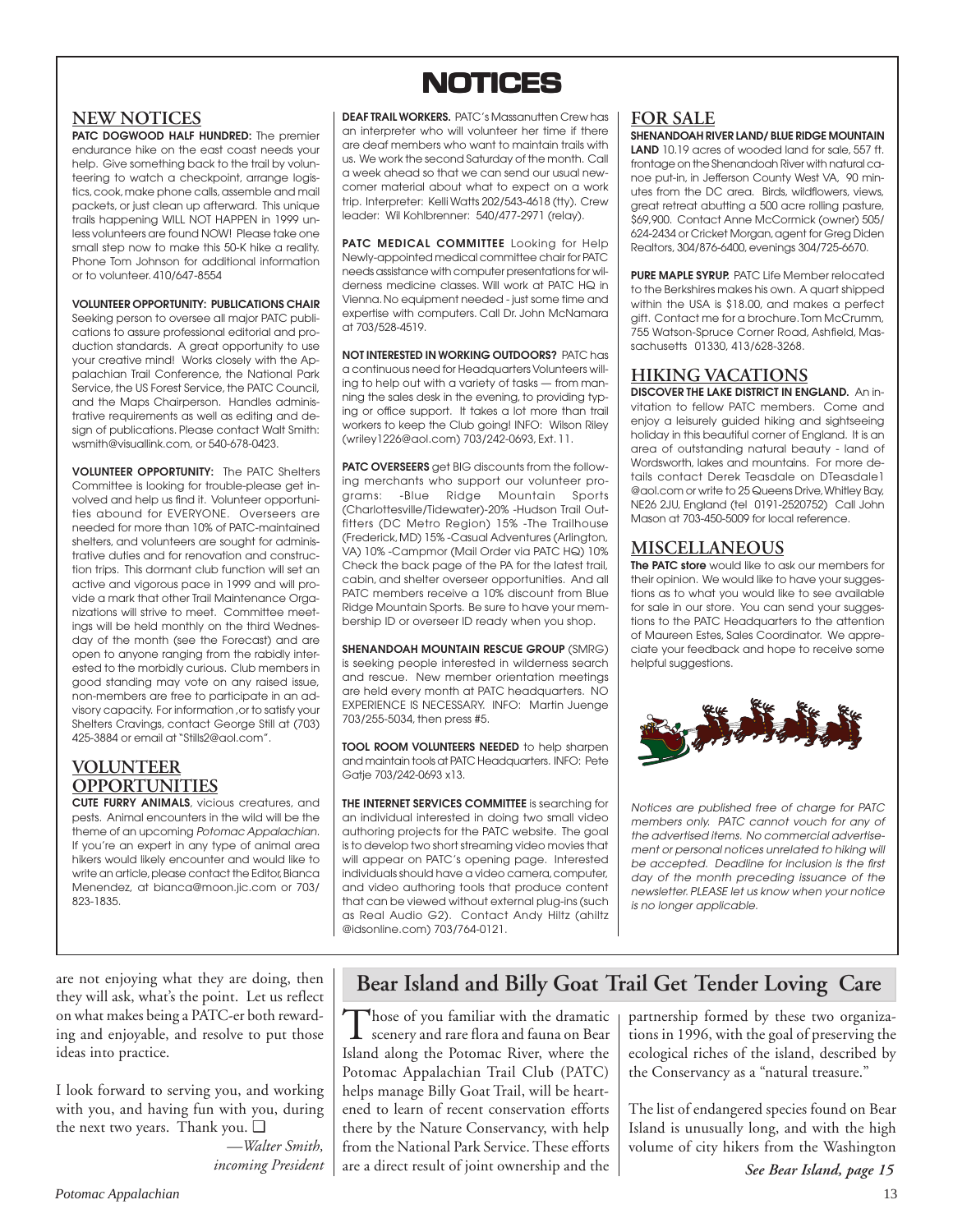# NOTICES

## NEW NOTICES

**PATC DOGWOOD HALF HUNDRED:** The premier endurance hike on the east coast needs your help. Give something back to the trail by volunteering to watch a checkpoint, arrange logistics, cook, make phone calls, assemble and mail packets, or just clean up afterward. This unique trails happening WILL NOT HAPPEN in 1999 unless volunteers are found NOW! Please take one small step now to make this 50-K hike a reality. Phone Tom Johnson for additional information or to volunteer. 410/647-8554

**VOLUNTEER OPPORTUNITY: PUBLICATIONS CHAIR** Seeking person to oversee all major PATC publications to assure professional editorial and production standards. A great opportunity to use your creative mind! Works closely with the Appalachian Trail Conference, the National Park Service, the US Forest Service, the PATC Council, and the Maps Chairperson. Handles administrative requirements as well as editing and design of publications. Please contact Walt Smith: wsmith@visuallink.com, or 540-678-0423.

**VOLUNTEER OPPORTUNITY:** The PATC Shelters Committee is looking for trouble-please get involved and help us find it. Volunteer opportunities abound for EVERYONE. Overseers are needed for more than 10% of PATC-maintained shelters, and volunteers are sought for administrative duties and for renovation and construction trips. This dormant club function will set an active and vigorous pace in 1999 and will provide a mark that other Trail Maintenance Organizations will strive to meet. Committee meetings will be held monthly on the third Wednesday of the month (see the Forecast) and are open to anyone ranging from the rabidly interested to the morbidly curious. Club members in good standing may vote on any raised issue, non-members are free to participate in an advisory capacity. For information ,or to satisfy your Shelters Cravings, contact George Still at (703) 425-3884 or email at "Stills2@aol.com".

## VOLUNTEER OPPORTUNITIES

**CUTE FURRY ANIMALS**, vicious creatures, and pests. Animal encounters in the wild will be the theme of an upcoming *Potomac Appalachian*. If you're an expert in any type of animal area hikers would likely encounter and would like to write an article, please contact the Editor, Bianca Menendez, at bianca@moon.jic.com or 703/ 823-1835.

**DEAF TRAIL WORKERS.** PATC's Massanutten Crew has an interpreter who will volunteer her time if there are deaf members who want to maintain trails with us. We work the second Saturday of the month. Call a week ahead so that we can send our usual newcomer material about what to expect on a work trip. Interpreter: Kelli Watts 202/543-4618 (tty). Crew leader: Wil Kohlbrenner: 540/477-2971 (relay).

**PATC MEDICAL COMMITTEE** Looking for Help Newly-appointed medical committee chair for PATC needs assistance with computer presentations for wilderness medicine classes. Will work at PATC HQ in Vienna. No equipment needed - just some time and expertise with computers. Call Dr. John McNamara at 703/528-4519.

**NOT INTERESTED IN WORKING OUTDOORS?** PATC has a continuous need for Headquarters Volunteers willing to help out with a variety of tasks — from manning the sales desk in the evening, to providing typing or office support. It takes a lot more than trail workers to keep the Club going! INFO: Wilson Riley (wriley1226@aol.com) 703/242-0693, Ext. 11.

**PATC OVERSEERS** get BIG discounts from the following merchants who support our volunteer programs: -Blue Ridge Mountain Sports (Charlottesville/Tidewater)-20% -Hudson Trail Outfitters (DC Metro Region) 15% -The Trailhouse (Frederick, MD) 15% -Casual Adventures (Arlington, VA) 10% -Campmor (Mail Order via PATC HQ) 10% Check the back page of the PA for the latest trail, cabin, and shelter overseer opportunities. And all PATC members receive a 10% discount from Blue Ridge Mountain Sports. Be sure to have your membership ID or overseer ID ready when you shop.

**SHENANDOAH MOUNTAIN RESCUE GROUP** (SMRG) is seeking people interested in wilderness search and rescue. New member orientation meetings are held every month at PATC headquarters. NO EXPERIENCE IS NECESSARY. INFO: Martin Juenge 703/255-5034, then press #5.

**TOOL ROOM VOLUNTEERS NEEDED** to help sharpen and maintain tools at PATC Headquarters. INFO: Pete Gatje 703/242-0693 x13.

**THE INTERNET SERVICES COMMITTEE** is searching for an individual interested in doing two small video authoring projects for the PATC website. The goal is to develop two short streaming video movies that will appear on PATC's opening page. Interested individuals should have a video camera, computer, and video authoring tools that produce content that can be viewed without external plug-ins (such as Real Audio G2). Contact Andy Hiltz (ahiltz @idsonline.com) 703/764-0121.

## FOR SALE

**SHENANDOAH RIVER LAND/ BLUE RIDGE MOUNTAIN LAND** 10.19 acres of wooded land for sale, 557 ft. frontage on the Shenandoah River with natural canoe put-in, in Jefferson County West VA, 90 minutes from the DC area. Birds, wildflowers, views, great retreat abutting a 500 acre rolling pasture, \$69,900. Contact Anne McCormick (owner) 505/ 624-2434 or Cricket Morgan, agent for Greg Diden Realtors, 304/876-6400, evenings 304/725-6670.

**PURE MAPLE SYRUP.** PATC Life Member relocated to the Berkshires makes his own. A quart shipped within the USA is \$18.00, and makes a perfect gift. Contact me for a brochure. Tom McCrumm, 755 Watson-Spruce Corner Road, Ashfield, Massachusetts 01330, 413/628-3268.

## HIKING VACATIONS

**DISCOVER THE LAKE DISTRICT IN ENGLAND.** An invitation to fellow PATC members. Come and enjoy a leisurely guided hiking and sightseeing holiday in this beautiful corner of England. It is an area of outstanding natural beauty - land of Wordsworth, lakes and mountains. For more details contact Derek Teasdale on DTeasdale1 @aol.com or write to 25 Queens Drive, Whitley Bay, NE26 2JU, England (tel 0191-2520752) Call John Mason at 703-450-5009 for local reference.

## MISCELLANEOUS

**The PATC store** would like to ask our members for their opinion. We would like to have your suggestions as to what you would like to see available for sale in our store. You can send your suggestions to the PATC Headquarters to the attention of Maureen Estes, Sales Coordinator. We appreciate your feedback and hope to receive some helpful suggestions.

*Notices are published free of charge for PATC members only. PATC cannot vouch for any of the advertised items. No commercial advertisement or personal notices unrelated to hiking will be accepted. Deadline for inclusion is the first day of the month preceding issuance of the newsletter. PLEASE let us know when your notice is no longer applicable.*

---

are not enjoying what they are doing, then they will ask, what's the point. Let us reflect on what makes being a PATC-er both rewarding and enjoyable, and resolve to put those ideas into practice.

I look forward to serving you, and working with you, and having fun with you, during the next two years. Thank you. ❑

*—Walter Smith, incoming President*

## Bear Island and Billy Goat Trail Get Tender Loving Care

Those of you familiar with the dramatic scenery and rare flora and fauna on Bear Island along the Potomac River, where the Potomac Appalachian Trail Club (PATC) helps manage Billy Goat Trail, will be heartened to learn of recent conservation efforts there by the Nature Conservancy, with help from the National Park Service. These efforts are a direct result of joint ownership and the partnership formed by these two organizations in 1996, with the goal of preserving the ecological riches of the island, described by the Conservancy as a "natural treasure."

The list of endangered species found on Bear Island is unusually long, and with the high volume of city hikers from the Washington

***See Bear Island, page 15***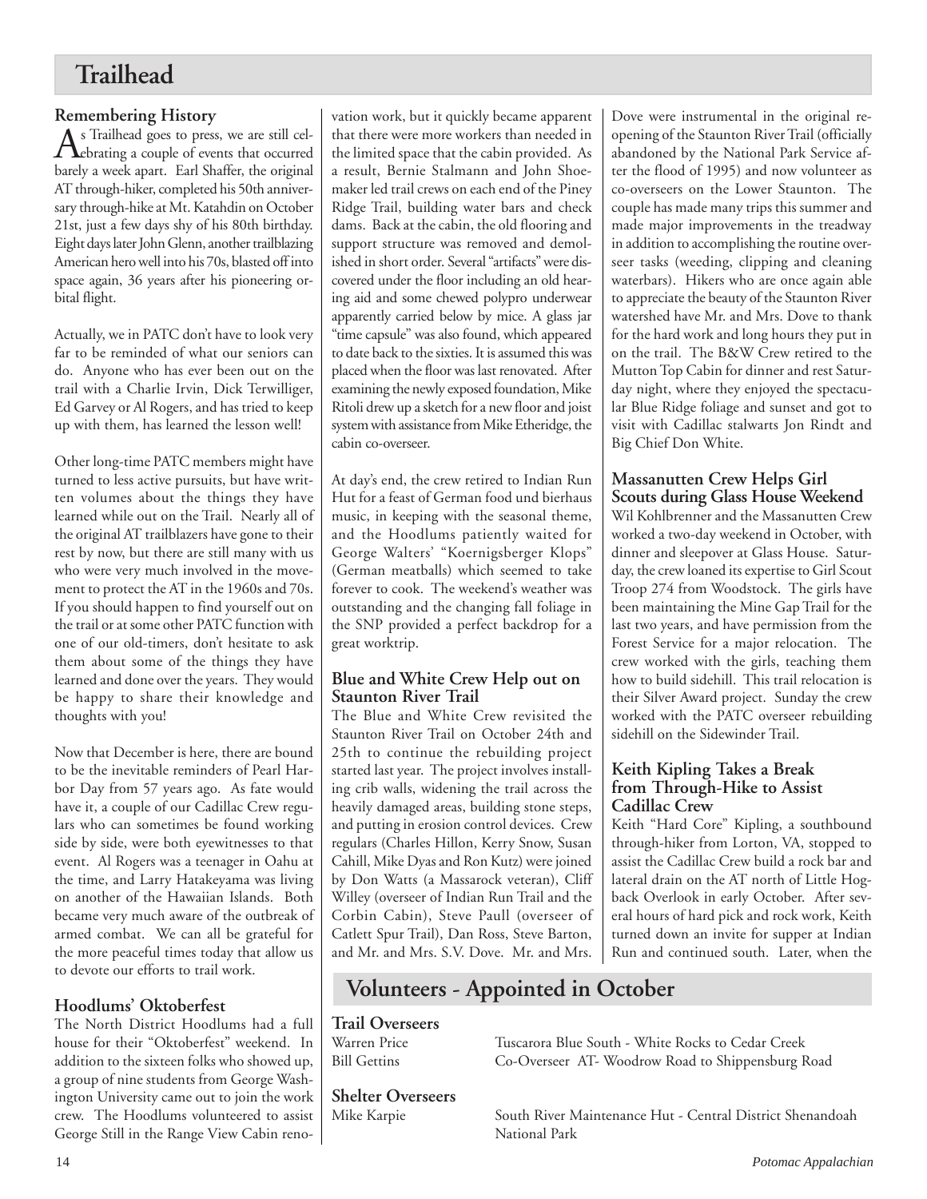# Trailhead

## Remembering History

As Trailhead goes to press, we are still celebrating a couple of events that occurred barely a week apart. Earl Shaffer, the original AT through-hiker, completed his 50th anniversary through-hike at Mt. Katahdin on October 21st, just a few days shy of his 80th birthday. Eight days later John Glenn, another trailblazing American hero well into his 70s, blasted off into space again, 36 years after his pioneering orbital flight.

Actually, we in PATC don't have to look very far to be reminded of what our seniors can do. Anyone who has ever been out on the trail with a Charlie Irvin, Dick Terwilliger, Ed Garvey or Al Rogers, and has tried to keep up with them, has learned the lesson well!

Other long-time PATC members might have turned to less active pursuits, but have written volumes about the things they have learned while out on the Trail. Nearly all of the original AT trailblazers have gone to their rest by now, but there are still many with us who were very much involved in the movement to protect the AT in the 1960s and 70s. If you should happen to find yourself out on the trail or at some other PATC function with one of our old-timers, don't hesitate to ask them about some of the things they have learned and done over the years. They would be happy to share their knowledge and thoughts with you!

Now that December is here, there are bound to be the inevitable reminders of Pearl Harbor Day from 57 years ago. As fate would have it, a couple of our Cadillac Crew regulars who can sometimes be found working side by side, were both eyewitnesses to that event. Al Rogers was a teenager in Oahu at the time, and Larry Hatakeyama was living on another of the Hawaiian Islands. Both became very much aware of the outbreak of armed combat. We can all be grateful for the more peaceful times today that allow us to devote our efforts to trail work.

## Hoodlums' Oktoberfest

The North District Hoodlums had a full house for their "Oktoberfest" weekend. In addition to the sixteen folks who showed up, a group of nine students from George Washington University came out to join the work crew. The Hoodlums volunteered to assist George Still in the Range View Cabin renovation work, but it quickly became apparent that there were more workers than needed in the limited space that the cabin provided. As a result, Bernie Stalmann and John Shoemaker led trail crews on each end of the Piney Ridge Trail, building water bars and check dams. Back at the cabin, the old flooring and support structure was removed and demolished in short order. Several "artifacts" were discovered under the floor including an old hearing aid and some chewed polypro underwear apparently carried below by mice. A glass jar "time capsule" was also found, which appeared to date back to the sixties. It is assumed this was placed when the floor was last renovated. After examining the newly exposed foundation, Mike Ritoli drew up a sketch for a new floor and joist system with assistance from Mike Etheridge, the cabin co-overseer.

At day's end, the crew retired to Indian Run Hut for a feast of German food und bierhaus music, in keeping with the seasonal theme, and the Hoodlums patiently waited for George Walters' "Koernigsberger Klops" (German meatballs) which seemed to take forever to cook. The weekend's weather was outstanding and the changing fall foliage in the SNP provided a perfect backdrop for a great worktrip.

## Blue and White Crew Help out on Staunton River Trail

The Blue and White Crew revisited the Staunton River Trail on October 24th and 25th to continue the rebuilding project started last year. The project involves installing crib walls, widening the trail across the heavily damaged areas, building stone steps, and putting in erosion control devices. Crew regulars (Charles Hillon, Kerry Snow, Susan Cahill, Mike Dyas and Ron Kutz) were joined by Don Watts (a Massarock veteran), Cliff Willey (overseer of Indian Run Trail and the Corbin Cabin), Steve Paull (overseer of Catlett Spur Trail), Dan Ross, Steve Barton, and Mr. and Mrs. S.V. Dove. Mr. and Mrs. Dove were instrumental in the original reopening of the Staunton River Trail (officially abandoned by the National Park Service after the flood of 1995) and now volunteer as co-overseers on the Lower Staunton. The couple has made many trips this summer and made major improvements in the treadway in addition to accomplishing the routine overseer tasks (weeding, clipping and cleaning waterbars). Hikers who are once again able to appreciate the beauty of the Staunton River watershed have Mr. and Mrs. Dove to thank for the hard work and long hours they put in on the trail. The B&W Crew retired to the Mutton Top Cabin for dinner and rest Saturday night, where they enjoyed the spectacular Blue Ridge foliage and sunset and got to visit with Cadillac stalwarts Jon Rindt and Big Chief Don White.

## Massanutten Crew Helps Girl Scouts during Glass House Weekend

Wil Kohlbrenner and the Massanutten Crew worked a two-day weekend in October, with dinner and sleepover at Glass House. Saturday, the crew loaned its expertise to Girl Scout Troop 274 from Woodstock. The girls have been maintaining the Mine Gap Trail for the last two years, and have permission from the Forest Service for a major relocation. The crew worked with the girls, teaching them how to build sidehill. This trail relocation is their Silver Award project. Sunday the crew worked with the PATC overseer rebuilding sidehill on the Sidewinder Trail.

## Keith Kipling Takes a Break from Through-Hike to Assist Cadillac Crew

Keith "Hard Core" Kipling, a southbound through-hiker from Lorton, VA, stopped to assist the Cadillac Crew build a rock bar and lateral drain on the AT north of Little Hogback Overlook in early October. After several hours of hard pick and rock work, Keith turned down an invite for supper at Indian Run and continued south. Later, when the

# Volunteers - Appointed in October

### Trail Overseers

| | |
|---|---|
| Warren Price | Tuscarora Blue South - White Rocks to Cedar Creek |
| Bill Gettins | Co-Overseer AT- Woodrow Road to Shippensburg Road |

### Shelter Overseers

| | |
|---|---|
| Mike Karpie | South River Maintenance Hut - Central District Shenandoah National Park |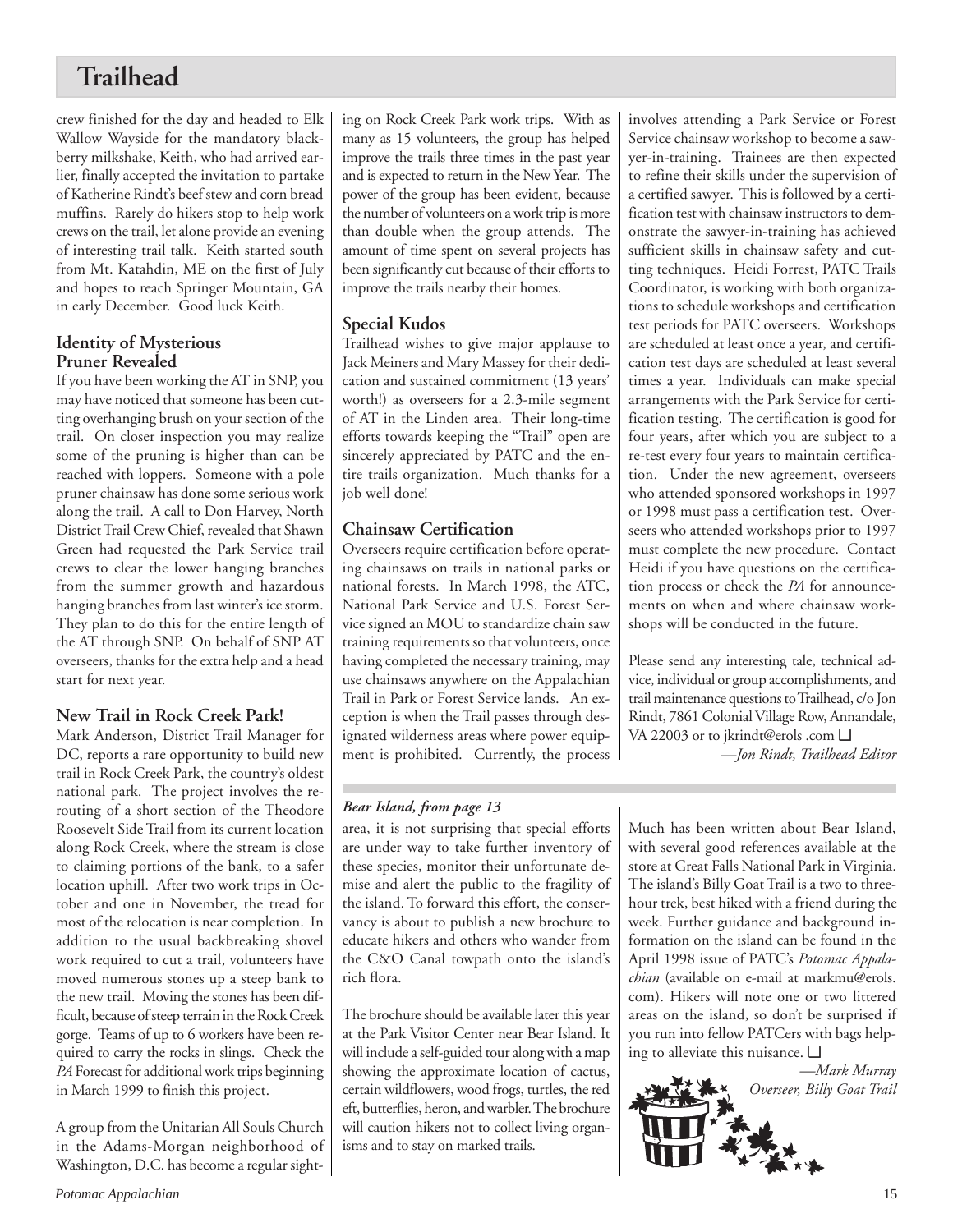# Trailhead

crew finished for the day and headed to Elk Wallow Wayside for the mandatory blackberry milkshake, Keith, who had arrived earlier, finally accepted the invitation to partake of Katherine Rindt's beef stew and corn bread muffins. Rarely do hikers stop to help work crews on the trail, let alone provide an evening of interesting trail talk. Keith started south from Mt. Katahdin, ME on the first of July and hopes to reach Springer Mountain, GA in early December. Good luck Keith.

## Identity of Mysterious Pruner Revealed

If you have been working the AT in SNP, you may have noticed that someone has been cutting overhanging brush on your section of the trail. On closer inspection you may realize some of the pruning is higher than can be reached with loppers. Someone with a pole pruner chainsaw has done some serious work along the trail. A call to Don Harvey, North District Trail Crew Chief, revealed that Shawn Green had requested the Park Service trail crews to clear the lower hanging branches from the summer growth and hazardous hanging branches from last winter's ice storm. They plan to do this for the entire length of the AT through SNP. On behalf of SNP AT overseers, thanks for the extra help and a head start for next year.

## New Trail in Rock Creek Park!

Mark Anderson, District Trail Manager for DC, reports a rare opportunity to build new trail in Rock Creek Park, the country's oldest national park. The project involves the rerouting of a short section of the Theodore Roosevelt Side Trail from its current location along Rock Creek, where the stream is close to claiming portions of the bank, to a safer location uphill. After two work trips in October and one in November, the tread for most of the relocation is near completion. In addition to the usual backbreaking shovel work required to cut a trail, volunteers have moved numerous stones up a steep bank to the new trail. Moving the stones has been difficult, because of steep terrain in the Rock Creek gorge. Teams of up to 6 workers have been required to carry the rocks in slings. Check the *PA* Forecast for additional work trips beginning in March 1999 to finish this project.

A group from the Unitarian All Souls Church in the Adams-Morgan neighborhood of Washington, D.C. has become a regular sighting on Rock Creek Park work trips. With as many as 15 volunteers, the group has helped improve the trails three times in the past year and is expected to return in the New Year. The power of the group has been evident, because the number of volunteers on a work trip is more than double when the group attends. The amount of time spent on several projects has been significantly cut because of their efforts to improve the trails nearby their homes.

## Special Kudos

Trailhead wishes to give major applause to Jack Meiners and Mary Massey for their dedication and sustained commitment (13 years' worth!) as overseers for a 2.3-mile segment of AT in the Linden area. Their long-time efforts towards keeping the "Trail" open are sincerely appreciated by PATC and the entire trails organization. Much thanks for a job well done!

## Chainsaw Certification

Overseers require certification before operating chainsaws on trails in national parks or national forests. In March 1998, the ATC, National Park Service and U.S. Forest Service signed an MOU to standardize chain saw training requirements so that volunteers, once having completed the necessary training, may use chainsaws anywhere on the Appalachian Trail in Park or Forest Service lands. An exception is when the Trail passes through designated wilderness areas where power equipment is prohibited. Currently, the process involves attending a Park Service or Forest Service chainsaw workshop to become a sawyer-in-training. Trainees are then expected to refine their skills under the supervision of a certified sawyer. This is followed by a certification test with chainsaw instructors to demonstrate the sawyer-in-training has achieved sufficient skills in chainsaw safety and cutting techniques. Heidi Forrest, PATC Trails Coordinator, is working with both organizations to schedule workshops and certification test periods for PATC overseers. Workshops are scheduled at least once a year, and certification test days are scheduled at least several times a year. Individuals can make special arrangements with the Park Service for certification testing. The certification is good for four years, after which you are subject to a re-test every four years to maintain certification. Under the new agreement, overseers who attended sponsored workshops in 1997 or 1998 must pass a certification test. Overseers who attended workshops prior to 1997 must complete the new procedure. Contact Heidi if you have questions on the certification process or check the *PA* for announcements on when and where chainsaw workshops will be conducted in the future.

Please send any interesting tale, technical advice, individual or group accomplishments, and trail maintenance questions to Trailhead, c/o Jon Rindt, 7861 Colonial Village Row, Annandale, VA 22003 or to jkrindt@erols .com ❑

*—Jon Rindt, Trailhead Editor*

---

***Bear Island, from page 13***

area, it is not surprising that special efforts are under way to take further inventory of these species, monitor their unfortunate demise and alert the public to the fragility of the island. To forward this effort, the conservancy is about to publish a new brochure to educate hikers and others who wander from the C&O Canal towpath onto the island's rich flora.

The brochure should be available later this year at the Park Visitor Center near Bear Island. It will include a self-guided tour along with a map showing the approximate location of cactus, certain wildflowers, wood frogs, turtles, the red eft, butterflies, heron, and warbler. The brochure will caution hikers not to collect living organisms and to stay on marked trails.

Much has been written about Bear Island, with several good references available at the store at Great Falls National Park in Virginia. The island's Billy Goat Trail is a two to three-hour trek, best hiked with a friend during the week. Further guidance and background information on the island can be found in the April 1998 issue of PATC's *Potomac Appalachian* (available on e-mail at markmu@erols. com). Hikers will note one or two littered areas on the island, so don't be surprised if you run into fellow PATCers with bags helping to alleviate this nuisance. ❑

*—Mark Murray*
*Overseer, Billy Goat Trail*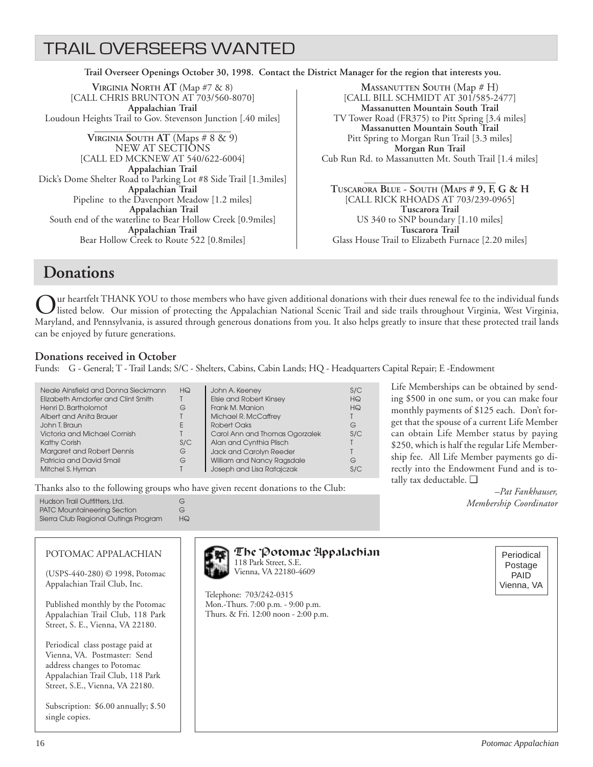# TRAIL OVERSEERS WANTED

**Trail Overseer Openings October 30, 1998. Contact the District Manager for the region that interests you.**

**VIRGINIA NORTH AT** (Map #7 & 8)
[CALL CHRIS BRUNTON AT 703/560-8070]
**Appalachian Trail**
Loudoun Heights Trail to Gov. Stevenson Junction [.40 miles]

**VIRGINIA SOUTH AT** (Maps # 8 & 9)
NEW AT SECTIONS
[CALL ED MCKNEW AT 540/622-6004]
**Appalachian Trail**
Dick's Dome Shelter Road to Parking Lot #8 Side Trail [1.3miles]
**Appalachian Trail**
Pipeline to the Davenport Meadow [1.2 miles]
**Appalachian Trail**
South end of the waterline to Bear Hollow Creek [0.9miles]
**Appalachian Trail**
Bear Hollow Creek to Route 522 [0.8miles]

**MASSANUTTEN SOUTH** (Map # H)
[CALL BILL SCHMIDT AT 301/585-2477]
**Massanutten Mountain South Trail**
TV Tower Road (FR375) to Pitt Spring [3.4 miles]
**Massanutten Mountain South Trail**
Pitt Spring to Morgan Run Trail [3.3 miles]
**Morgan Run Trail**
Cub Run Rd. to Massanutten Mt. South Trail [1.4 miles]

**TUSCARORA BLUE - SOUTH (MAPS # 9, F, G & H**
[CALL RICK RHOADS AT 703/239-0965]
**Tuscarora Trail**
US 340 to SNP boundary [1.10 miles]
**Tuscarora Trail**
Glass House Trail to Elizabeth Furnace [2.20 miles]

# Donations

Our heartfelt THANK YOU to those members who have given additional donations with their dues renewal fee to the individual funds listed below. Our mission of protecting the Appalachian National Scenic Trail and side trails throughout Virginia, West Virginia, Maryland, and Pennsylvania, is assured through generous donations from you. It also helps greatly to insure that these protected trail lands can be enjoyed by future generations.

### Donations received in October

Funds: G - General; T - Trail Lands; S/C - Shelters, Cabins, Cabin Lands; HQ - Headquarters Capital Repair; E -Endowment

| | | | |
|---|---|---|---|
| Neale Ainsfield and Donna Sieckmann | HQ | John A. Keeney | S/C |
| Elizabeth Arndorfer and Clint Smith | T | Elsie and Robert Kinsey | HQ |
| Henri D. Bartholomot | G | Frank M. Manion | HQ |
| Albert and Anita Brauer | T | Michael R. McCaffrey | T |
| John T. Braun | E | Robert Oaks | G |
| Victoria and Michael Cornish | T | Carol Ann and Thomas Ogorzalek | S/C |
| Kathy Corish | S/C | Alan and Cynthia Plisch | T |
| Margaret and Robert Dennis | G | Jack and Carolyn Reeder | T |
| Patricia and David Smail | G | William and Nancy Ragsdale | G |
| Mitchel S. Hyman | T | Joseph and Lisa Ratajczak | S/C |

Thanks also to the following groups who have given recent donations to the Club:

| | |
|---|---|
| Hudson Trail Outfitters, Ltd. | G |
| PATC Mountaineering Section | G |
| Sierra Club Regional Outings Program | HQ |

Life Memberships can be obtained by sending $500 in one sum, or you can make four monthly payments of $125 each. Don't forget that the spouse of a current Life Member can obtain Life Member status by paying $250, which is half the regular Life Membership fee. All Life Member payments go directly into the Endowment Fund and is totally tax deductable. ❑

*–Pat Fankhauser, Membership Coordinator*

POTOMAC APPALACHIAN

(USPS-440-280) © 1998, Potomac Appalachian Trail Club, Inc.

Published monthly by the Potomac Appalachian Trail Club, 118 Park Street, S. E., Vienna, VA 22180.

Periodical class postage paid at Vienna, VA. Postmaster: Send address changes to Potomac Appalachian Trail Club, 118 Park Street, S.E., Vienna, VA 22180.

Subscription: $6.00 annually; $.50 single copies.

**The Potomac Appalachian**
118 Park Street, S.E.
Vienna, VA 22180-4609

Telephone: 703/242-0315
Mon.-Thurs. 7:00 p.m. - 9:00 p.m.
Thurs. & Fri. 12:00 noon - 2:00 p.m.

Periodical Postage PAID Vienna, VA